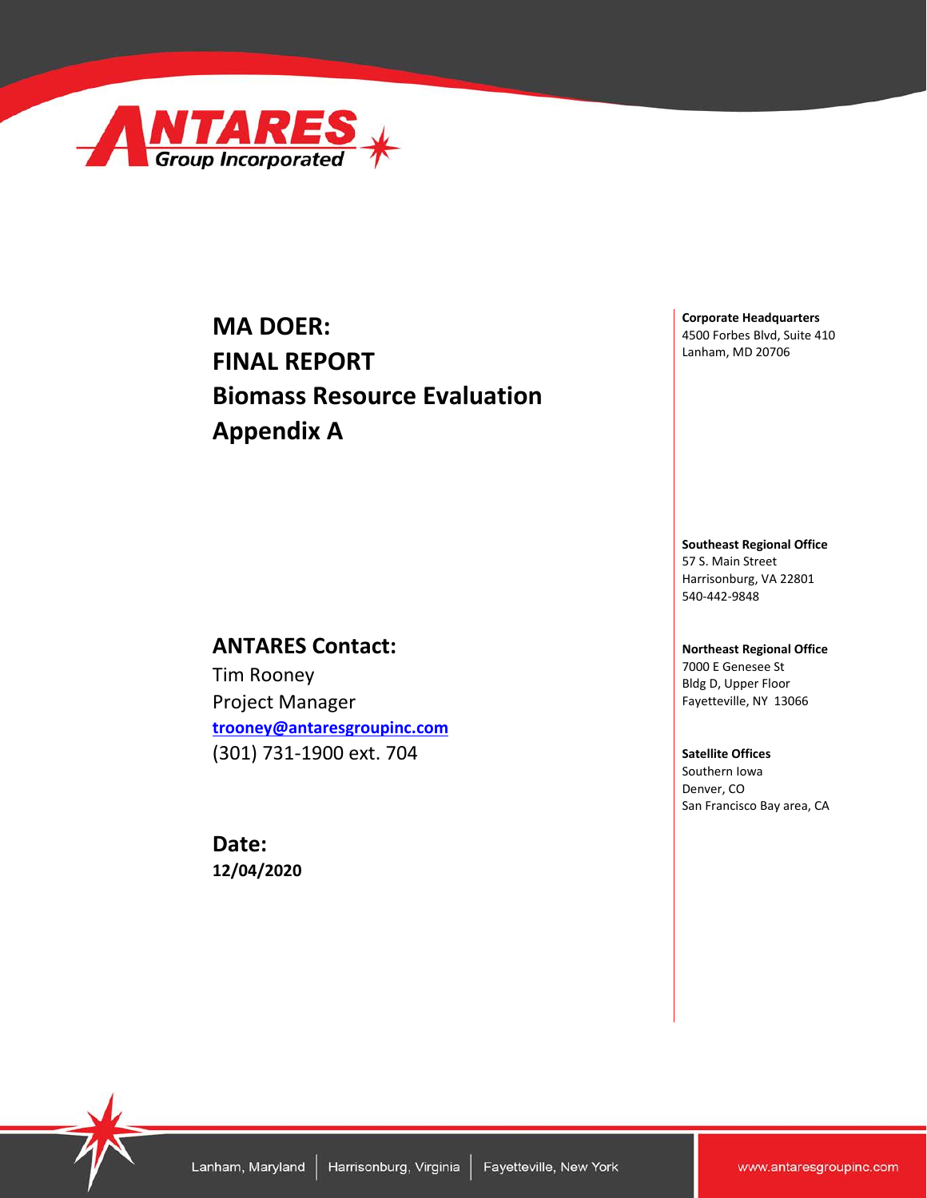# MA DOER:
# FINAL REPORT
# Biomass Resource Evaluation
# Appendix A

## ANTARES Contact:

Tim Rooney
Project Manager
**trooney@antaresgroupinc.com**
(301) 731-1900 ext. 704

## Date:

**12/04/2020**

**Corporate Headquarters**
4500 Forbes Blvd, Suite 410
Lanham, MD 20706

**Southeast Regional Office**
57 S. Main Street
Harrisonburg, VA 22801
540-442-9848

**Northeast Regional Office**
7000 E Genesee St
Bldg D, Upper Floor
Fayetteville, NY 13066

**Satellite Offices**
Southern Iowa
Denver, CO
San Francisco Bay area, CA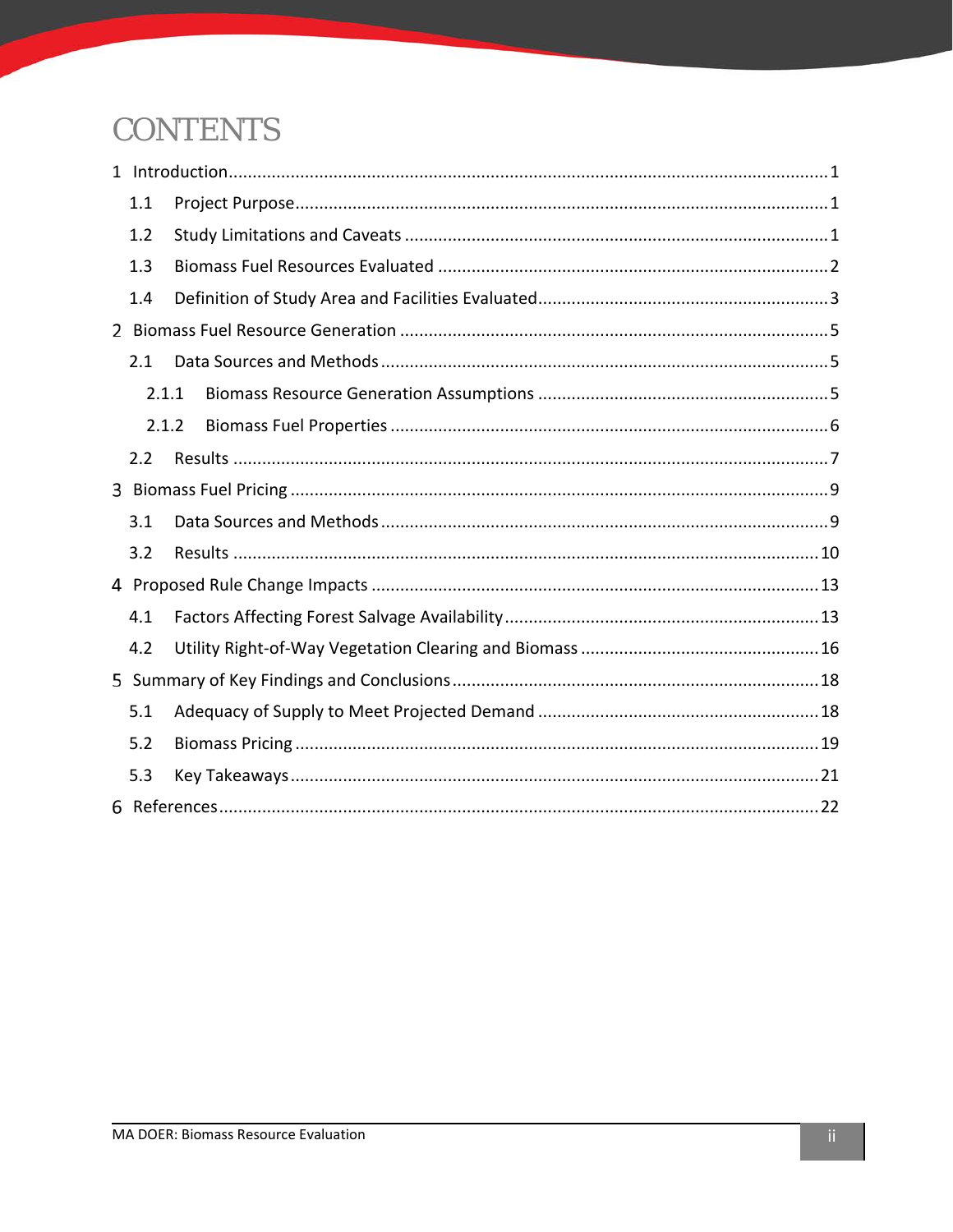# CONTENTS

1 Introduction....1

1.1 Project Purpose....1

1.2 Study Limitations and Caveats....1

1.3 Biomass Fuel Resources Evaluated....2

1.4 Definition of Study Area and Facilities Evaluated....3

2 Biomass Fuel Resource Generation....5

2.1 Data Sources and Methods....5

2.1.1 Biomass Resource Generation Assumptions....5

2.1.2 Biomass Fuel Properties....6

2.2 Results....7

3 Biomass Fuel Pricing....9

3.1 Data Sources and Methods....9

3.2 Results....10

4 Proposed Rule Change Impacts....13

4.1 Factors Affecting Forest Salvage Availability....13

4.2 Utility Right-of-Way Vegetation Clearing and Biomass....16

5 Summary of Key Findings and Conclusions....18

5.1 Adequacy of Supply to Meet Projected Demand....18

5.2 Biomass Pricing....19

5.3 Key Takeaways....21

6 References....22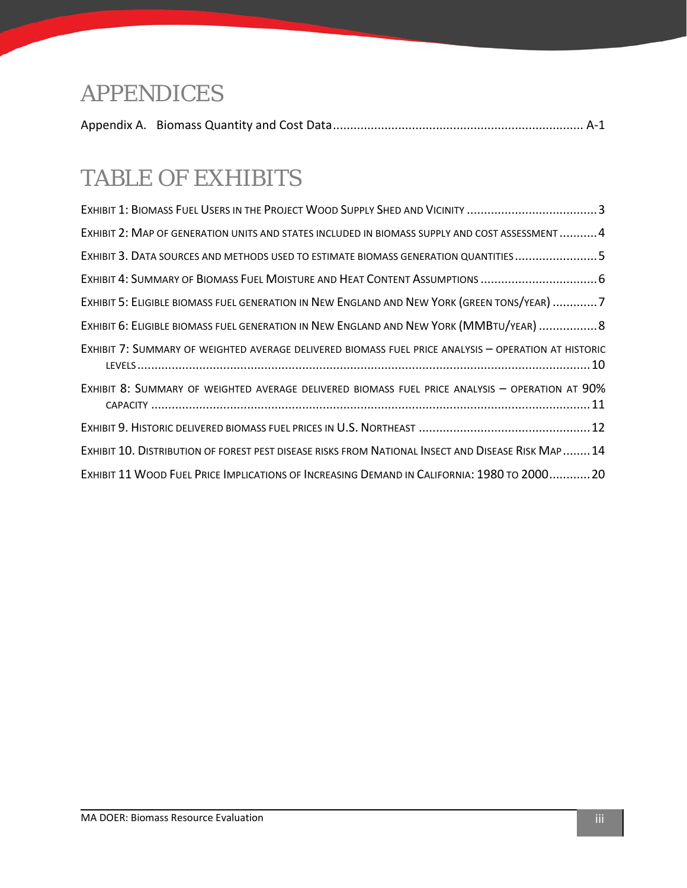# APPENDICES

Appendix A. Biomass Quantity and Cost Data........................................................................ A-1

# TABLE OF EXHIBITS

EXHIBIT 1: BIOMASS FUEL USERS IN THE PROJECT WOOD SUPPLY SHED AND VICINITY ......................................3

EXHIBIT 2: MAP OF GENERATION UNITS AND STATES INCLUDED IN BIOMASS SUPPLY AND COST ASSESSMENT ...........4

EXHIBIT 3. DATA SOURCES AND METHODS USED TO ESTIMATE BIOMASS GENERATION QUANTITIES ........................5

EXHIBIT 4: SUMMARY OF BIOMASS FUEL MOISTURE AND HEAT CONTENT ASSUMPTIONS ..................................6

EXHIBIT 5: ELIGIBLE BIOMASS FUEL GENERATION IN NEW ENGLAND AND NEW YORK (GREEN TONS/YEAR) .............7

EXHIBIT 6: ELIGIBLE BIOMASS FUEL GENERATION IN NEW ENGLAND AND NEW YORK (MMBTU/YEAR) .................8

EXHIBIT 7: SUMMARY OF WEIGHTED AVERAGE DELIVERED BIOMASS FUEL PRICE ANALYSIS – OPERATION AT HISTORIC LEVELS ..................................................................................................................................10

EXHIBIT 8: SUMMARY OF WEIGHTED AVERAGE DELIVERED BIOMASS FUEL PRICE ANALYSIS – OPERATION AT 90% CAPACITY ...............................................................................................................................11

EXHIBIT 9. HISTORIC DELIVERED BIOMASS FUEL PRICES IN U.S. NORTHEAST ..................................................12

EXHIBIT 10. DISTRIBUTION OF FOREST PEST DISEASE RISKS FROM NATIONAL INSECT AND DISEASE RISK MAP ........14

EXHIBIT 11 WOOD FUEL PRICE IMPLICATIONS OF INCREASING DEMAND IN CALIFORNIA: 1980 TO 2000............20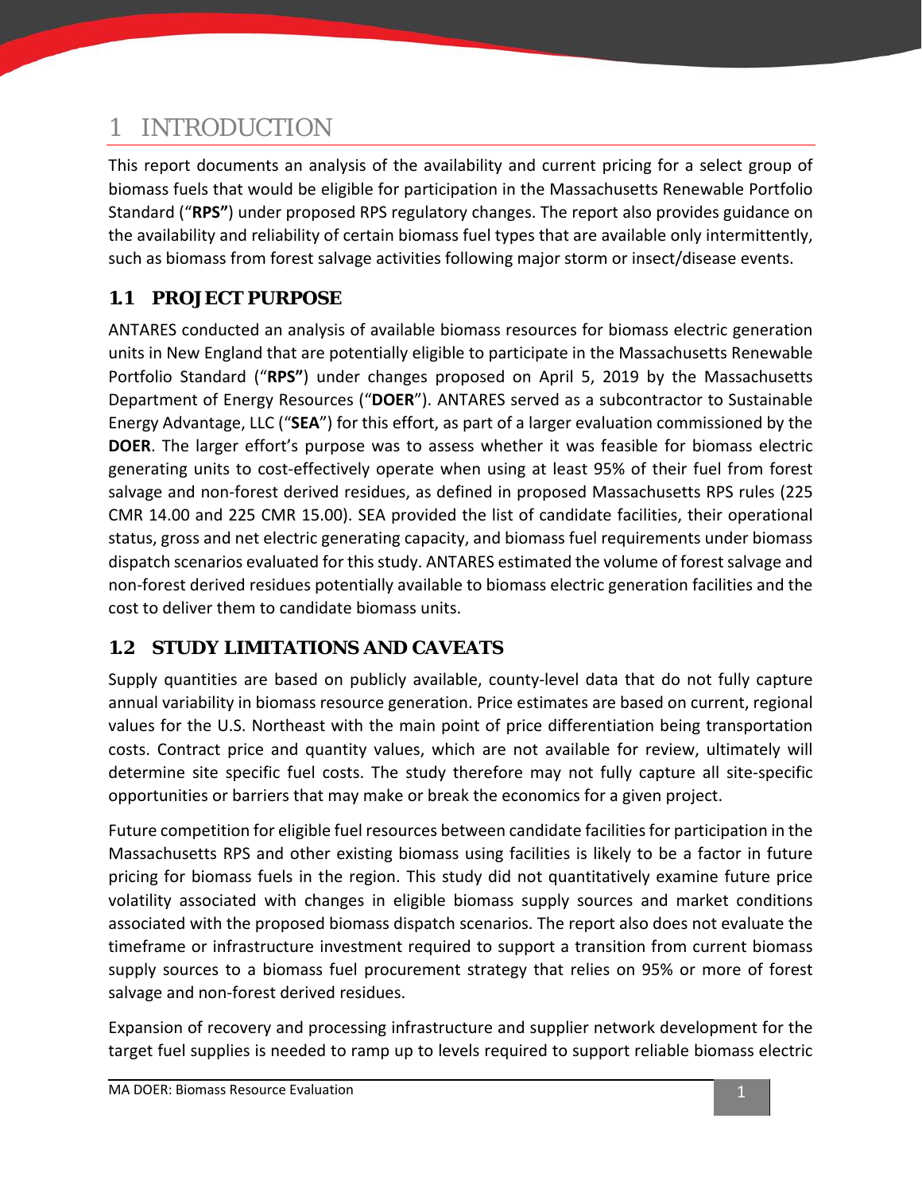# 1 INTRODUCTION

This report documents an analysis of the availability and current pricing for a select group of biomass fuels that would be eligible for participation in the Massachusetts Renewable Portfolio Standard ("**RPS"**) under proposed RPS regulatory changes. The report also provides guidance on the availability and reliability of certain biomass fuel types that are available only intermittently, such as biomass from forest salvage activities following major storm or insect/disease events.

## 1.1 PROJECT PURPOSE

ANTARES conducted an analysis of available biomass resources for biomass electric generation units in New England that are potentially eligible to participate in the Massachusetts Renewable Portfolio Standard ("**RPS**") under changes proposed on April 5, 2019 by the Massachusetts Department of Energy Resources ("**DOER**"). ANTARES served as a subcontractor to Sustainable Energy Advantage, LLC ("**SEA**") for this effort, as part of a larger evaluation commissioned by the **DOER**. The larger effort's purpose was to assess whether it was feasible for biomass electric generating units to cost-effectively operate when using at least 95% of their fuel from forest salvage and non-forest derived residues, as defined in proposed Massachusetts RPS rules (225 CMR 14.00 and 225 CMR 15.00). SEA provided the list of candidate facilities, their operational status, gross and net electric generating capacity, and biomass fuel requirements under biomass dispatch scenarios evaluated for this study. ANTARES estimated the volume of forest salvage and non-forest derived residues potentially available to biomass electric generation facilities and the cost to deliver them to candidate biomass units.

## 1.2 STUDY LIMITATIONS AND CAVEATS

Supply quantities are based on publicly available, county-level data that do not fully capture annual variability in biomass resource generation. Price estimates are based on current, regional values for the U.S. Northeast with the main point of price differentiation being transportation costs. Contract price and quantity values, which are not available for review, ultimately will determine site specific fuel costs. The study therefore may not fully capture all site-specific opportunities or barriers that may make or break the economics for a given project.

Future competition for eligible fuel resources between candidate facilities for participation in the Massachusetts RPS and other existing biomass using facilities is likely to be a factor in future pricing for biomass fuels in the region. This study did not quantitatively examine future price volatility associated with changes in eligible biomass supply sources and market conditions associated with the proposed biomass dispatch scenarios. The report also does not evaluate the timeframe or infrastructure investment required to support a transition from current biomass supply sources to a biomass fuel procurement strategy that relies on 95% or more of forest salvage and non-forest derived residues.

Expansion of recovery and processing infrastructure and supplier network development for the target fuel supplies is needed to ramp up to levels required to support reliable biomass electric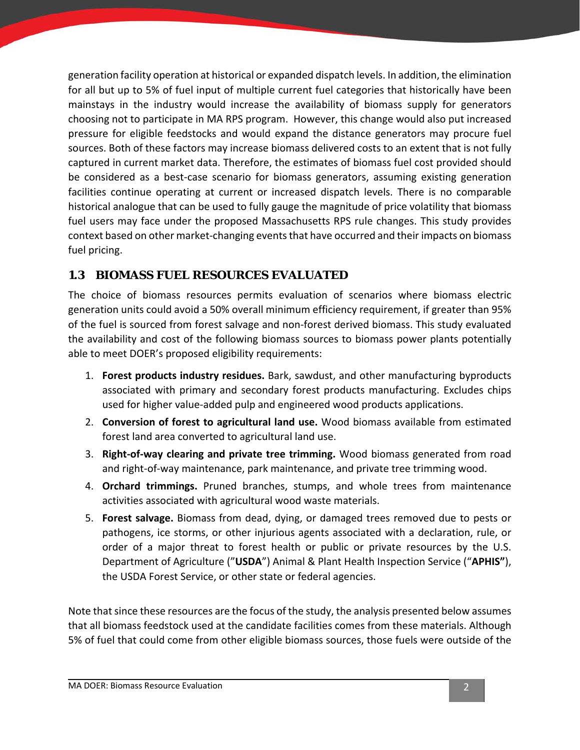generation facility operation at historical or expanded dispatch levels. In addition, the elimination for all but up to 5% of fuel input of multiple current fuel categories that historically have been mainstays in the industry would increase the availability of biomass supply for generators choosing not to participate in MA RPS program. However, this change would also put increased pressure for eligible feedstocks and would expand the distance generators may procure fuel sources. Both of these factors may increase biomass delivered costs to an extent that is not fully captured in current market data. Therefore, the estimates of biomass fuel cost provided should be considered as a best-case scenario for biomass generators, assuming existing generation facilities continue operating at current or increased dispatch levels. There is no comparable historical analogue that can be used to fully gauge the magnitude of price volatility that biomass fuel users may face under the proposed Massachusetts RPS rule changes. This study provides context based on other market-changing events that have occurred and their impacts on biomass fuel pricing.

## 1.3 BIOMASS FUEL RESOURCES EVALUATED

The choice of biomass resources permits evaluation of scenarios where biomass electric generation units could avoid a 50% overall minimum efficiency requirement, if greater than 95% of the fuel is sourced from forest salvage and non-forest derived biomass. This study evaluated the availability and cost of the following biomass sources to biomass power plants potentially able to meet DOER's proposed eligibility requirements:

1. **Forest products industry residues.** Bark, sawdust, and other manufacturing byproducts associated with primary and secondary forest products manufacturing. Excludes chips used for higher value-added pulp and engineered wood products applications.
2. **Conversion of forest to agricultural land use.** Wood biomass available from estimated forest land area converted to agricultural land use.
3. **Right-of-way clearing and private tree trimming.** Wood biomass generated from road and right-of-way maintenance, park maintenance, and private tree trimming wood.
4. **Orchard trimmings.** Pruned branches, stumps, and whole trees from maintenance activities associated with agricultural wood waste materials.
5. **Forest salvage.** Biomass from dead, dying, or damaged trees removed due to pests or pathogens, ice storms, or other injurious agents associated with a declaration, rule, or order of a major threat to forest health or public or private resources by the U.S. Department of Agriculture ("**USDA**") Animal & Plant Health Inspection Service ("**APHIS**"), the USDA Forest Service, or other state or federal agencies.

Note that since these resources are the focus of the study, the analysis presented below assumes that all biomass feedstock used at the candidate facilities comes from these materials. Although 5% of fuel that could come from other eligible biomass sources, those fuels were outside of the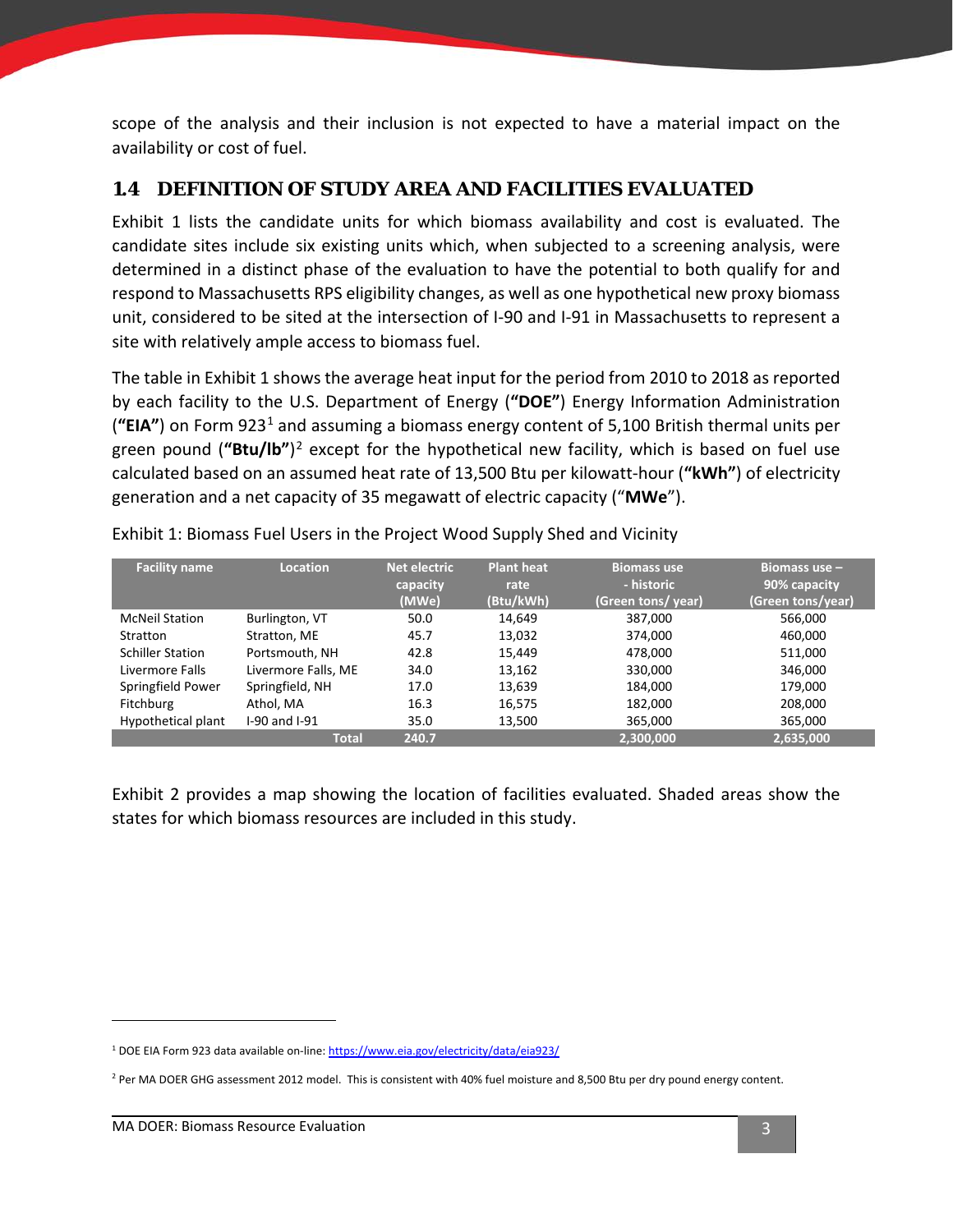scope of the analysis and their inclusion is not expected to have a material impact on the availability or cost of fuel.

## 1.4 DEFINITION OF STUDY AREA AND FACILITIES EVALUATED

Exhibit 1 lists the candidate units for which biomass availability and cost is evaluated. The candidate sites include six existing units which, when subjected to a screening analysis, were determined in a distinct phase of the evaluation to have the potential to both qualify for and respond to Massachusetts RPS eligibility changes, as well as one hypothetical new proxy biomass unit, considered to be sited at the intersection of I-90 and I-91 in Massachusetts to represent a site with relatively ample access to biomass fuel.

The table in Exhibit 1 shows the average heat input for the period from 2010 to 2018 as reported by each facility to the U.S. Department of Energy (**"DOE"**) Energy Information Administration (**"EIA"**) on Form 923[1] and assuming a biomass energy content of 5,100 British thermal units per green pound (**"Btu/lb"**)[2] except for the hypothetical new facility, which is based on fuel use calculated based on an assumed heat rate of 13,500 Btu per kilowatt-hour (**"kWh"**) of electricity generation and a net capacity of 35 megawatt of electric capacity ("**MWe**").

Exhibit 1: Biomass Fuel Users in the Project Wood Supply Shed and Vicinity

| Facility name | Location | Net electric capacity (MWe) | Plant heat rate (Btu/kWh) | Biomass use - historic (Green tons/ year) | Biomass use – 90% capacity (Green tons/year) |
|---|---|---|---|---|---|
| McNeil Station | Burlington, VT | 50.0 | 14,649 | 387,000 | 566,000 |
| Stratton | Stratton, ME | 45.7 | 13,032 | 374,000 | 460,000 |
| Schiller Station | Portsmouth, NH | 42.8 | 15,449 | 478,000 | 511,000 |
| Livermore Falls | Livermore Falls, ME | 34.0 | 13,162 | 330,000 | 346,000 |
| Springfield Power | Springfield, NH | 17.0 | 13,639 | 184,000 | 179,000 |
| Fitchburg | Athol, MA | 16.3 | 16,575 | 182,000 | 208,000 |
| Hypothetical plant | I-90 and I-91 | 35.0 | 13,500 | 365,000 | 365,000 |
| | **Total** | **240.7** | | **2,300,000** | **2,635,000** |

Exhibit 2 provides a map showing the location of facilities evaluated. Shaded areas show the states for which biomass resources are included in this study.

[1] DOE EIA Form 923 data available on-line: https://www.eia.gov/electricity/data/eia923/

[2] Per MA DOER GHG assessment 2012 model. This is consistent with 40% fuel moisture and 8,500 Btu per dry pound energy content.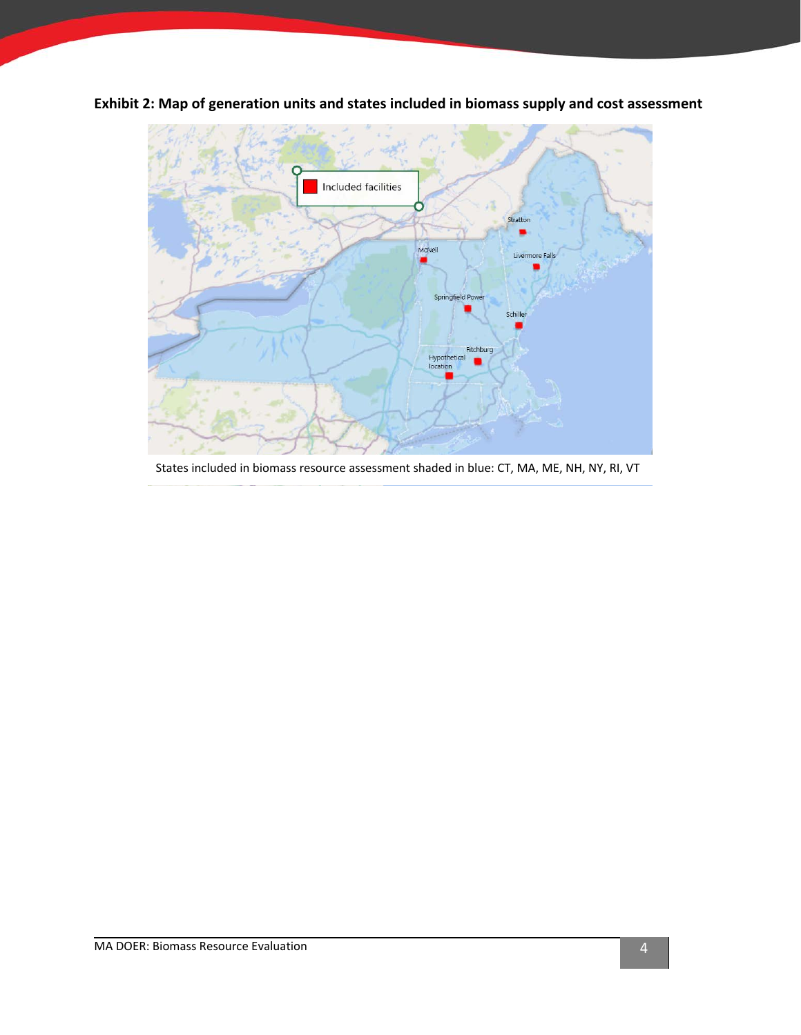**Exhibit 2: Map of generation units and states included in biomass supply and cost assessment**

States included in biomass resource assessment shaded in blue: CT, MA, ME, NH, NY, RI, VT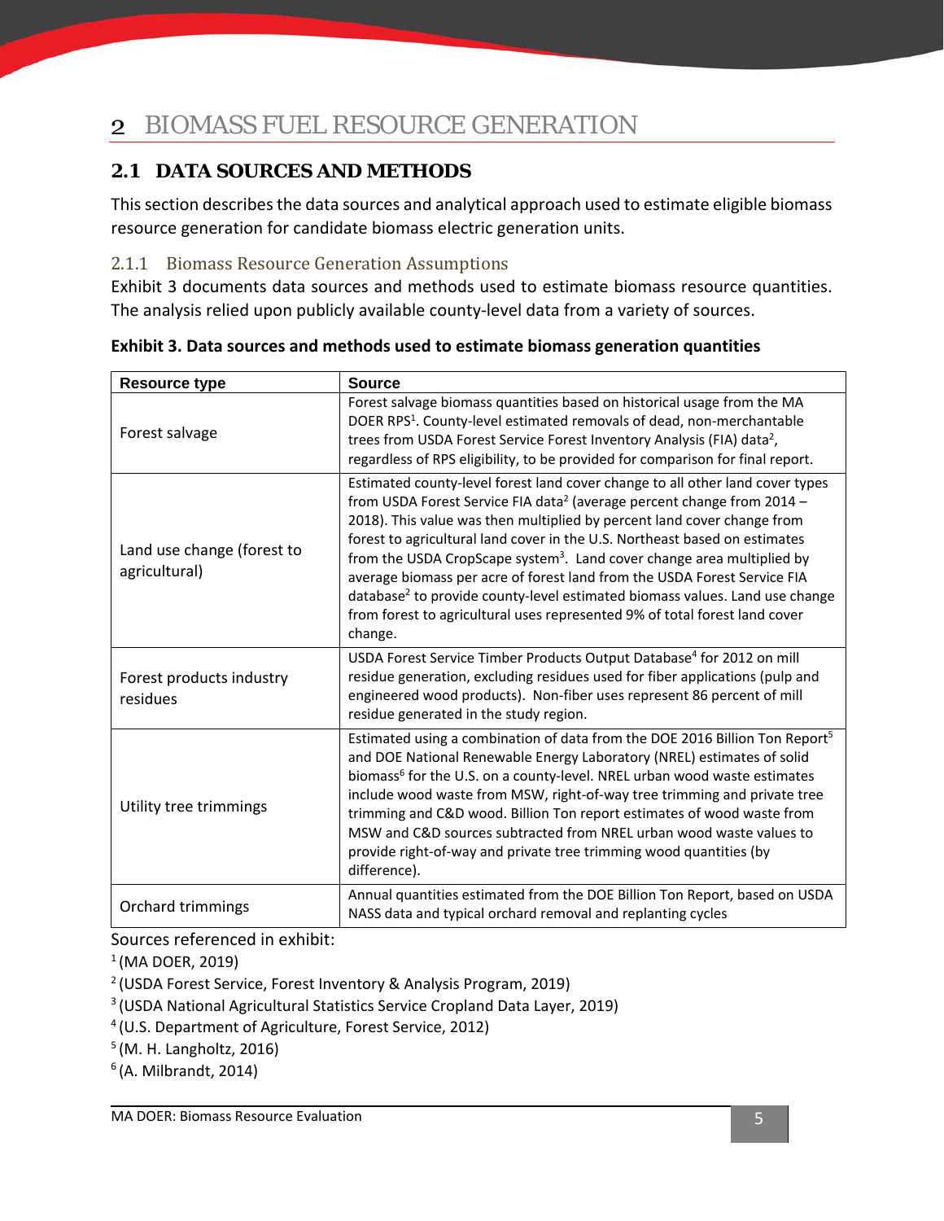# 2 BIOMASS FUEL RESOURCE GENERATION

## 2.1 DATA SOURCES AND METHODS

This section describes the data sources and analytical approach used to estimate eligible biomass resource generation for candidate biomass electric generation units.

### 2.1.1 Biomass Resource Generation Assumptions

Exhibit 3 documents data sources and methods used to estimate biomass resource quantities. The analysis relied upon publicly available county-level data from a variety of sources.

**Exhibit 3. Data sources and methods used to estimate biomass generation quantities**

| Resource type | Source |
|---|---|
| Forest salvage | Forest salvage biomass quantities based on historical usage from the MA DOER RPS[1]. County-level estimated removals of dead, non-merchantable trees from USDA Forest Service Forest Inventory Analysis (FIA) data[2], regardless of RPS eligibility, to be provided for comparison for final report. |
| Land use change (forest to agricultural) | Estimated county-level forest land cover change to all other land cover types from USDA Forest Service FIA data[2] (average percent change from 2014 – 2018). This value was then multiplied by percent land cover change from forest to agricultural land cover in the U.S. Northeast based on estimates from the USDA CropScape system[3]. Land cover change area multiplied by average biomass per acre of forest land from the USDA Forest Service FIA database[2] to provide county-level estimated biomass values. Land use change from forest to agricultural uses represented 9% of total forest land cover change. |
| Forest products industry residues | USDA Forest Service Timber Products Output Database[4] for 2012 on mill residue generation, excluding residues used for fiber applications (pulp and engineered wood products). Non-fiber uses represent 86 percent of mill residue generated in the study region. |
| Utility tree trimmings | Estimated using a combination of data from the DOE 2016 Billion Ton Report[5] and DOE National Renewable Energy Laboratory (NREL) estimates of solid biomass[6] for the U.S. on a county-level. NREL urban wood waste estimates include wood waste from MSW, right-of-way tree trimming and private tree trimming and C&D wood. Billion Ton report estimates of wood waste from MSW and C&D sources subtracted from NREL urban wood waste values to provide right-of-way and private tree trimming wood quantities (by difference). |
| Orchard trimmings | Annual quantities estimated from the DOE Billion Ton Report, based on USDA NASS data and typical orchard removal and replanting cycles |

Sources referenced in exhibit:

[1] (MA DOER, 2019)

[2] (USDA Forest Service, Forest Inventory & Analysis Program, 2019)

[3] (USDA National Agricultural Statistics Service Cropland Data Layer, 2019)

[4] (U.S. Department of Agriculture, Forest Service, 2012)

[5] (M. H. Langholtz, 2016)

[6] (A. Milbrandt, 2014)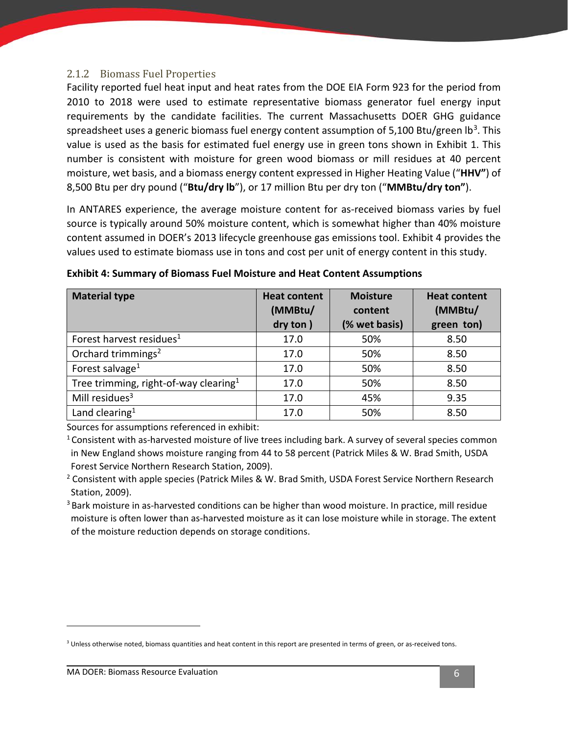### 2.1.2 Biomass Fuel Properties

Facility reported fuel heat input and heat rates from the DOE EIA Form 923 for the period from 2010 to 2018 were used to estimate representative biomass generator fuel energy input requirements by the candidate facilities. The current Massachusetts DOER GHG guidance spreadsheet uses a generic biomass fuel energy content assumption of 5,100 Btu/green lb[3]. This value is used as the basis for estimated fuel energy use in green tons shown in Exhibit 1. This number is consistent with moisture for green wood biomass or mill residues at 40 percent moisture, wet basis, and a biomass energy content expressed in Higher Heating Value ("**HHV"**) of 8,500 Btu per dry pound ("**Btu/dry lb**"), or 17 million Btu per dry ton ("**MMBtu/dry ton"**).

In ANTARES experience, the average moisture content for as-received biomass varies by fuel source is typically around 50% moisture content, which is somewhat higher than 40% moisture content assumed in DOER's 2013 lifecycle greenhouse gas emissions tool. Exhibit 4 provides the values used to estimate biomass use in tons and cost per unit of energy content in this study.

**Exhibit 4: Summary of Biomass Fuel Moisture and Heat Content Assumptions**

| Material type | Heat content (MMBtu/ dry ton ) | Moisture content (% wet basis) | Heat content (MMBtu/ green ton) |
|---|---|---|---|
| Forest harvest residues[1] | 17.0 | 50% | 8.50 |
| Orchard trimmings[2] | 17.0 | 50% | 8.50 |
| Forest salvage[1] | 17.0 | 50% | 8.50 |
| Tree trimming, right-of-way clearing[1] | 17.0 | 50% | 8.50 |
| Mill residues[3] | 17.0 | 45% | 9.35 |
| Land clearing[1] | 17.0 | 50% | 8.50 |

Sources for assumptions referenced in exhibit:

[1] Consistent with as-harvested moisture of live trees including bark. A survey of several species common in New England shows moisture ranging from 44 to 58 percent (Patrick Miles & W. Brad Smith, USDA Forest Service Northern Research Station, 2009).

[2] Consistent with apple species (Patrick Miles & W. Brad Smith, USDA Forest Service Northern Research Station, 2009).

[3] Bark moisture in as-harvested conditions can be higher than wood moisture. In practice, mill residue moisture is often lower than as-harvested moisture as it can lose moisture while in storage. The extent of the moisture reduction depends on storage conditions.

[3] Unless otherwise noted, biomass quantities and heat content in this report are presented in terms of green, or as-received tons.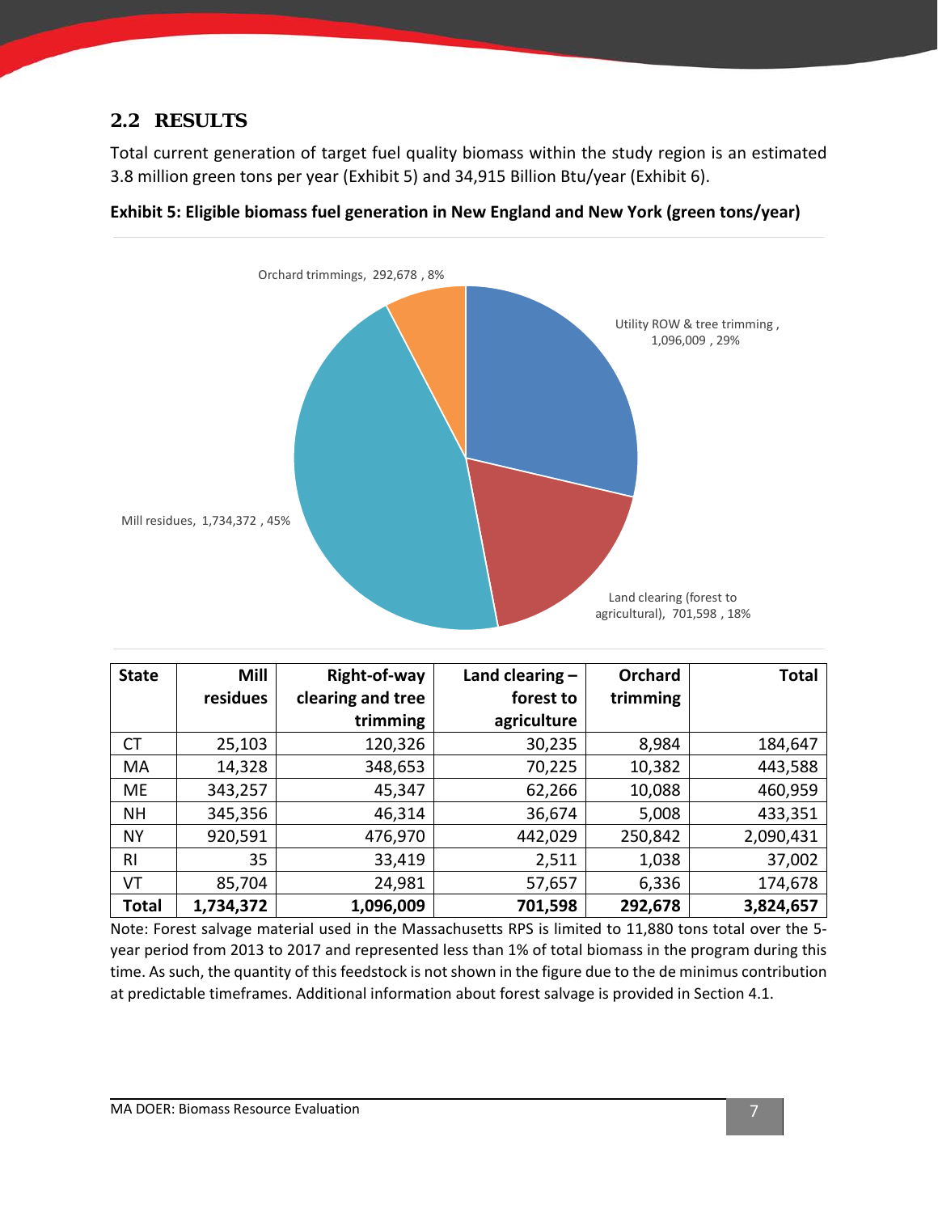## 2.2 RESULTS

Total current generation of target fuel quality biomass within the study region is an estimated 3.8 million green tons per year (Exhibit 5) and 34,915 Billion Btu/year (Exhibit 6).

**Exhibit 5: Eligible biomass fuel generation in New England and New York (green tons/year)**

Orchard trimmings, 292,678 , 8%

Utility ROW & tree trimming , 1,096,009 , 29%

Mill residues, 1,734,372 , 45%

Land clearing (forest to agricultural), 701,598 , 18%

| State | Mill residues | Right-of-way clearing and tree trimming | Land clearing – forest to agriculture | Orchard trimming | Total |
|---|---|---|---|---|---|
| CT | 25,103 | 120,326 | 30,235 | 8,984 | 184,647 |
| MA | 14,328 | 348,653 | 70,225 | 10,382 | 443,588 |
| ME | 343,257 | 45,347 | 62,266 | 10,088 | 460,959 |
| NH | 345,356 | 46,314 | 36,674 | 5,008 | 433,351 |
| NY | 920,591 | 476,970 | 442,029 | 250,842 | 2,090,431 |
| RI | 35 | 33,419 | 2,511 | 1,038 | 37,002 |
| VT | 85,704 | 24,981 | 57,657 | 6,336 | 174,678 |
| **Total** | **1,734,372** | **1,096,009** | **701,598** | **292,678** | **3,824,657** |

Note: Forest salvage material used in the Massachusetts RPS is limited to 11,880 tons total over the 5-year period from 2013 to 2017 and represented less than 1% of total biomass in the program during this time. As such, the quantity of this feedstock is not shown in the figure due to the de minimus contribution at predictable timeframes. Additional information about forest salvage is provided in Section 4.1.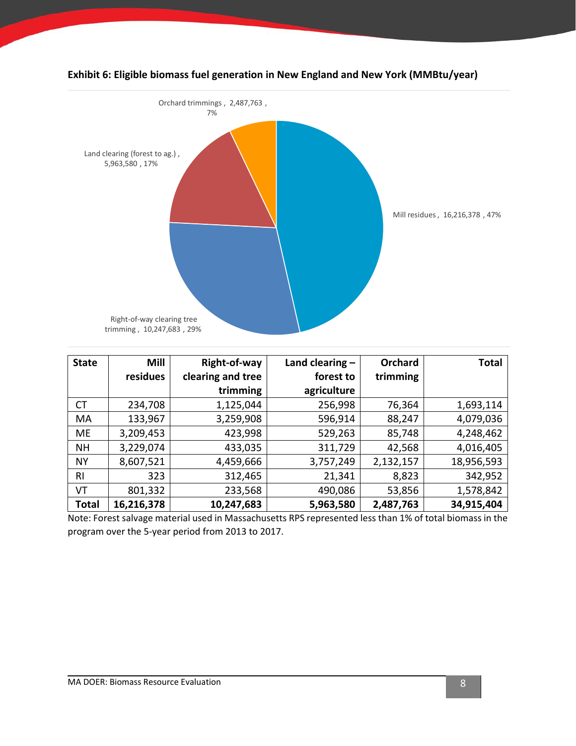**Exhibit 6: Eligible biomass fuel generation in New England and New York (MMBtu/year)**

Orchard trimmings , 2,487,763 , 7%

Land clearing (forest to ag.) , 5,963,580 , 17%

Mill residues , 16,216,378 , 47%

Right-of-way clearing tree trimming , 10,247,683 , 29%

| State | Mill residues | Right-of-way clearing and tree trimming | Land clearing – forest to agriculture | Orchard trimming | Total |
|---|---|---|---|---|---|
| CT | 234,708 | 1,125,044 | 256,998 | 76,364 | 1,693,114 |
| MA | 133,967 | 3,259,908 | 596,914 | 88,247 | 4,079,036 |
| ME | 3,209,453 | 423,998 | 529,263 | 85,748 | 4,248,462 |
| NH | 3,229,074 | 433,035 | 311,729 | 42,568 | 4,016,405 |
| NY | 8,607,521 | 4,459,666 | 3,757,249 | 2,132,157 | 18,956,593 |
| RI | 323 | 312,465 | 21,341 | 8,823 | 342,952 |
| VT | 801,332 | 233,568 | 490,086 | 53,856 | 1,578,842 |
| **Total** | **16,216,378** | **10,247,683** | **5,963,580** | **2,487,763** | **34,915,404** |

Note: Forest salvage material used in Massachusetts RPS represented less than 1% of total biomass in the program over the 5-year period from 2013 to 2017.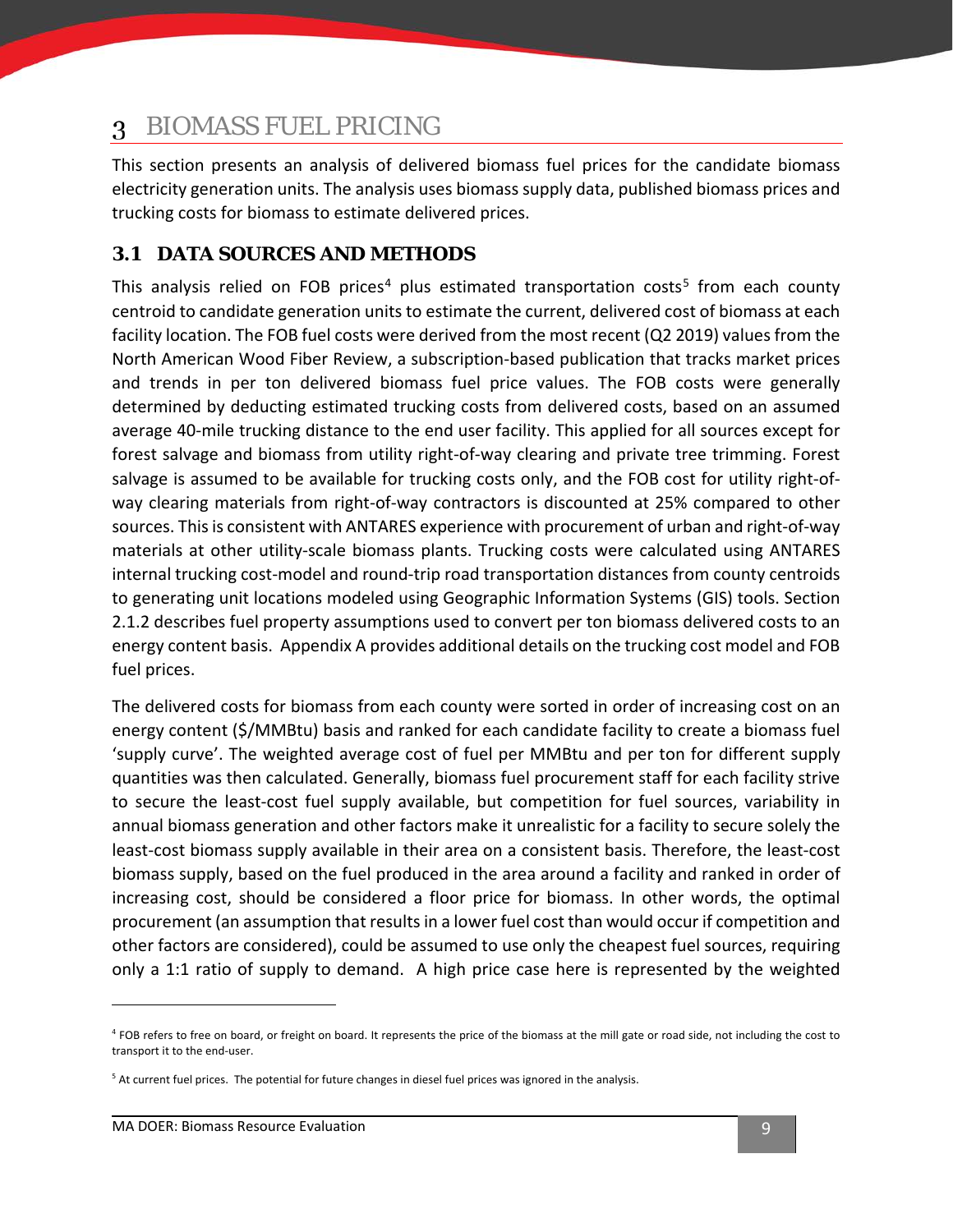# 3 BIOMASS FUEL PRICING

This section presents an analysis of delivered biomass fuel prices for the candidate biomass electricity generation units. The analysis uses biomass supply data, published biomass prices and trucking costs for biomass to estimate delivered prices.

## 3.1 DATA SOURCES AND METHODS

This analysis relied on FOB prices[4] plus estimated transportation costs[5] from each county centroid to candidate generation units to estimate the current, delivered cost of biomass at each facility location. The FOB fuel costs were derived from the most recent (Q2 2019) values from the North American Wood Fiber Review, a subscription-based publication that tracks market prices and trends in per ton delivered biomass fuel price values. The FOB costs were generally determined by deducting estimated trucking costs from delivered costs, based on an assumed average 40-mile trucking distance to the end user facility. This applied for all sources except for forest salvage and biomass from utility right-of-way clearing and private tree trimming. Forest salvage is assumed to be available for trucking costs only, and the FOB cost for utility right-of-way clearing materials from right-of-way contractors is discounted at 25% compared to other sources. This is consistent with ANTARES experience with procurement of urban and right-of-way materials at other utility-scale biomass plants. Trucking costs were calculated using ANTARES internal trucking cost-model and round-trip road transportation distances from county centroids to generating unit locations modeled using Geographic Information Systems (GIS) tools. Section 2.1.2 describes fuel property assumptions used to convert per ton biomass delivered costs to an energy content basis. Appendix A provides additional details on the trucking cost model and FOB fuel prices.

The delivered costs for biomass from each county were sorted in order of increasing cost on an energy content ($/MMBtu) basis and ranked for each candidate facility to create a biomass fuel 'supply curve'. The weighted average cost of fuel per MMBtu and per ton for different supply quantities was then calculated. Generally, biomass fuel procurement staff for each facility strive to secure the least-cost fuel supply available, but competition for fuel sources, variability in annual biomass generation and other factors make it unrealistic for a facility to secure solely the least-cost biomass supply available in their area on a consistent basis. Therefore, the least-cost biomass supply, based on the fuel produced in the area around a facility and ranked in order of increasing cost, should be considered a floor price for biomass. In other words, the optimal procurement (an assumption that results in a lower fuel cost than would occur if competition and other factors are considered), could be assumed to use only the cheapest fuel sources, requiring only a 1:1 ratio of supply to demand. A high price case here is represented by the weighted

[4] FOB refers to free on board, or freight on board. It represents the price of the biomass at the mill gate or road side, not including the cost to transport it to the end-user.

[5] At current fuel prices. The potential for future changes in diesel fuel prices was ignored in the analysis.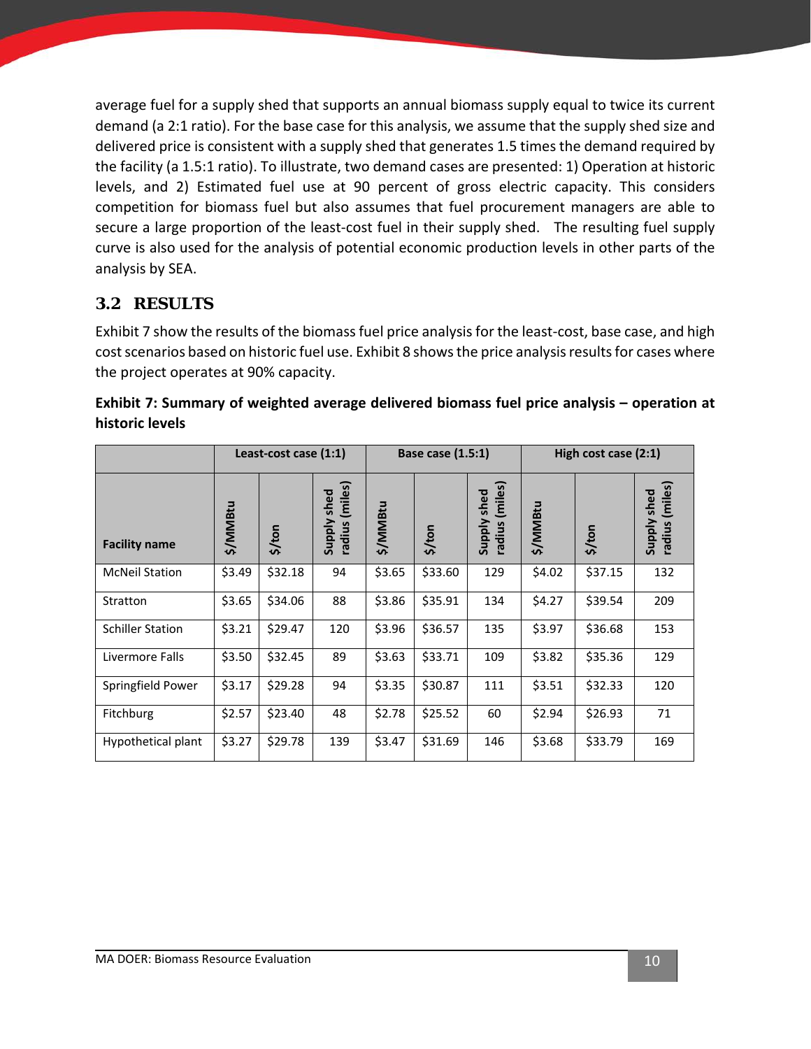average fuel for a supply shed that supports an annual biomass supply equal to twice its current demand (a 2:1 ratio). For the base case for this analysis, we assume that the supply shed size and delivered price is consistent with a supply shed that generates 1.5 times the demand required by the facility (a 1.5:1 ratio). To illustrate, two demand cases are presented: 1) Operation at historic levels, and 2) Estimated fuel use at 90 percent of gross electric capacity. This considers competition for biomass fuel but also assumes that fuel procurement managers are able to secure a large proportion of the least-cost fuel in their supply shed.  The resulting fuel supply curve is also used for the analysis of potential economic production levels in other parts of the analysis by SEA.

## 3.2 RESULTS

Exhibit 7 show the results of the biomass fuel price analysis for the least-cost, base case, and high cost scenarios based on historic fuel use. Exhibit 8 shows the price analysis results for cases where the project operates at 90% capacity.

**Exhibit 7: Summary of weighted average delivered biomass fuel price analysis – operation at historic levels**

| | Least-cost case (1:1) | | | Base case (1.5:1) | | | High cost case (2:1) | | |
|---|---|---|---|---|---|---|---|---|---|
| **Facility name** | **$/MMBtu** | **$/ton** | **Supply shed radius (miles)** | **$/MMBtu** | **$/ton** | **Supply shed radius (miles)** | **$/MMBtu** | **$/ton** | **Supply shed radius (miles)** |
| McNeil Station | $3.49 | $32.18 | 94 | $3.65 | $33.60 | 129 | $4.02 | $37.15 | 132 |
| Stratton | $3.65 | $34.06 | 88 | $3.86 | $35.91 | 134 | $4.27 | $39.54 | 209 |
| Schiller Station | $3.21 | $29.47 | 120 | $3.96 | $36.57 | 135 | $3.97 | $36.68 | 153 |
| Livermore Falls | $3.50 | $32.45 | 89 | $3.63 | $33.71 | 109 | $3.82 | $35.36 | 129 |
| Springfield Power | $3.17 | $29.28 | 94 | $3.35 | $30.87 | 111 | $3.51 | $32.33 | 120 |
| Fitchburg | $2.57 | $23.40 | 48 | $2.78 | $25.52 | 60 | $2.94 | $26.93 | 71 |
| Hypothetical plant | $3.27 | $29.78 | 139 | $3.47 | $31.69 | 146 | $3.68 | $33.79 | 169 |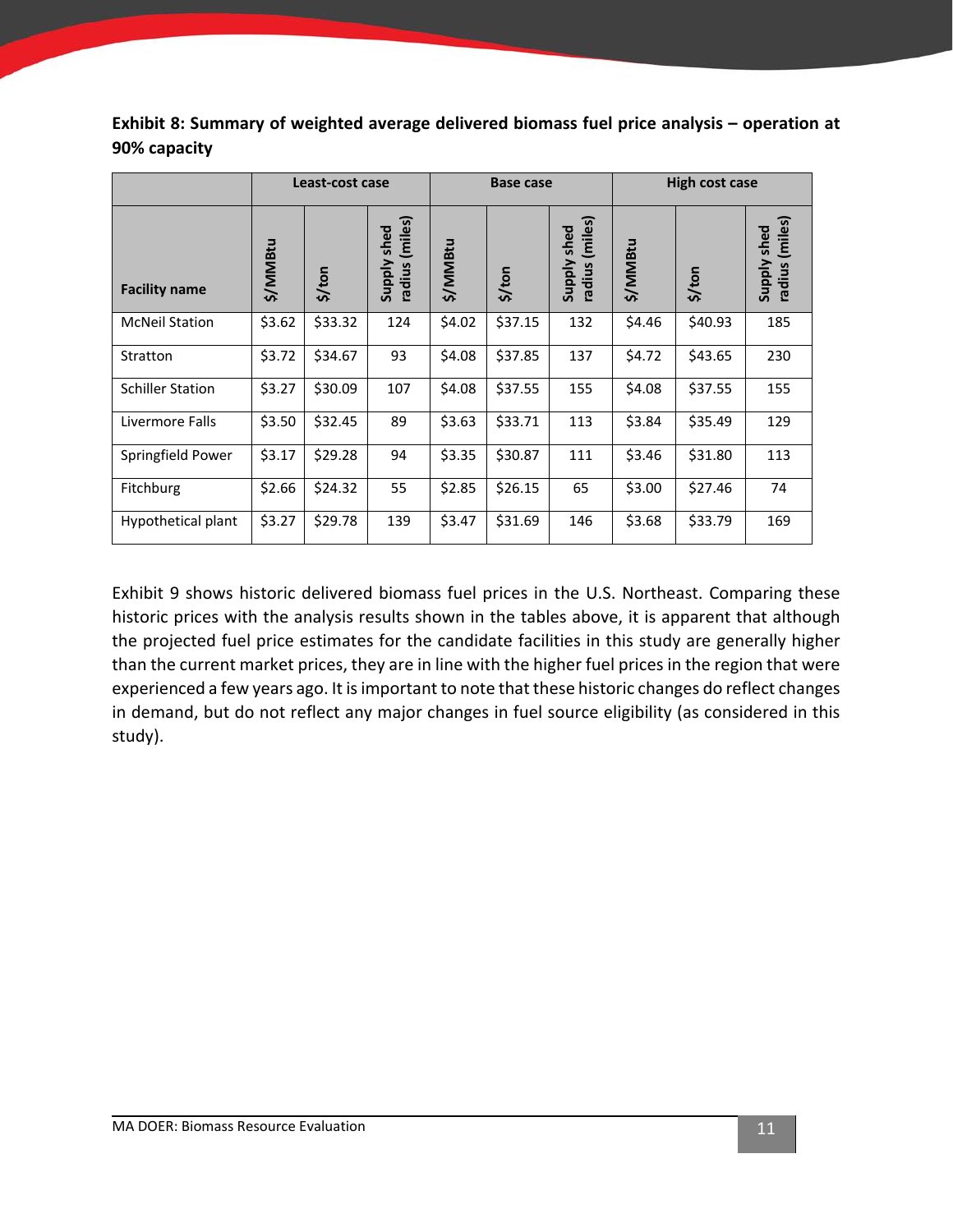**Exhibit 8: Summary of weighted average delivered biomass fuel price analysis – operation at 90% capacity**

| Facility name | Least-cost case | | | Base case | | | High cost case | | |
|---|---|---|---|---|---|---|---|---|---|
| | $/MMBtu | $/ton | Supply shed radius (miles) | $/MMBtu | $/ton | Supply shed radius (miles) | $/MMBtu | $/ton | Supply shed radius (miles) |
| McNeil Station | $3.62 | $33.32 | 124 | $4.02 | $37.15 | 132 | $4.46 | $40.93 | 185 |
| Stratton | $3.72 | $34.67 | 93 | $4.08 | $37.85 | 137 | $4.72 | $43.65 | 230 |
| Schiller Station | $3.27 | $30.09 | 107 | $4.08 | $37.55 | 155 | $4.08 | $37.55 | 155 |
| Livermore Falls | $3.50 | $32.45 | 89 | $3.63 | $33.71 | 113 | $3.84 | $35.49 | 129 |
| Springfield Power | $3.17 | $29.28 | 94 | $3.35 | $30.87 | 111 | $3.46 | $31.80 | 113 |
| Fitchburg | $2.66 | $24.32 | 55 | $2.85 | $26.15 | 65 | $3.00 | $27.46 | 74 |
| Hypothetical plant | $3.27 | $29.78 | 139 | $3.47 | $31.69 | 146 | $3.68 | $33.79 | 169 |

Exhibit 9 shows historic delivered biomass fuel prices in the U.S. Northeast. Comparing these historic prices with the analysis results shown in the tables above, it is apparent that although the projected fuel price estimates for the candidate facilities in this study are generally higher than the current market prices, they are in line with the higher fuel prices in the region that were experienced a few years ago. It is important to note that these historic changes do reflect changes in demand, but do not reflect any major changes in fuel source eligibility (as considered in this study).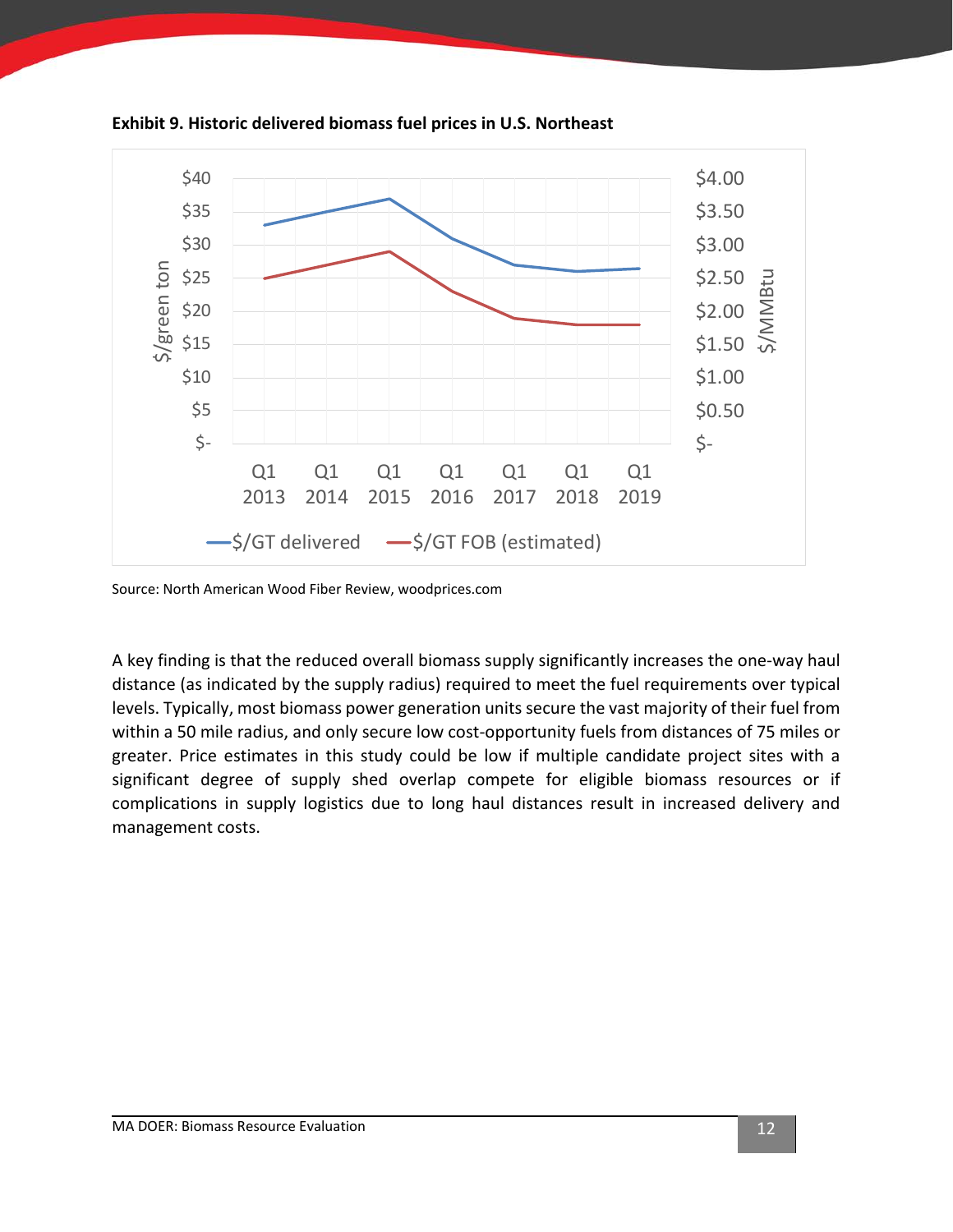**Exhibit 9. Historic delivered biomass fuel prices in U.S. Northeast**

Source: North American Wood Fiber Review, woodprices.com

A key finding is that the reduced overall biomass supply significantly increases the one-way haul distance (as indicated by the supply radius) required to meet the fuel requirements over typical levels. Typically, most biomass power generation units secure the vast majority of their fuel from within a 50 mile radius, and only secure low cost-opportunity fuels from distances of 75 miles or greater. Price estimates in this study could be low if multiple candidate project sites with a significant degree of supply shed overlap compete for eligible biomass resources or if complications in supply logistics due to long haul distances result in increased delivery and management costs.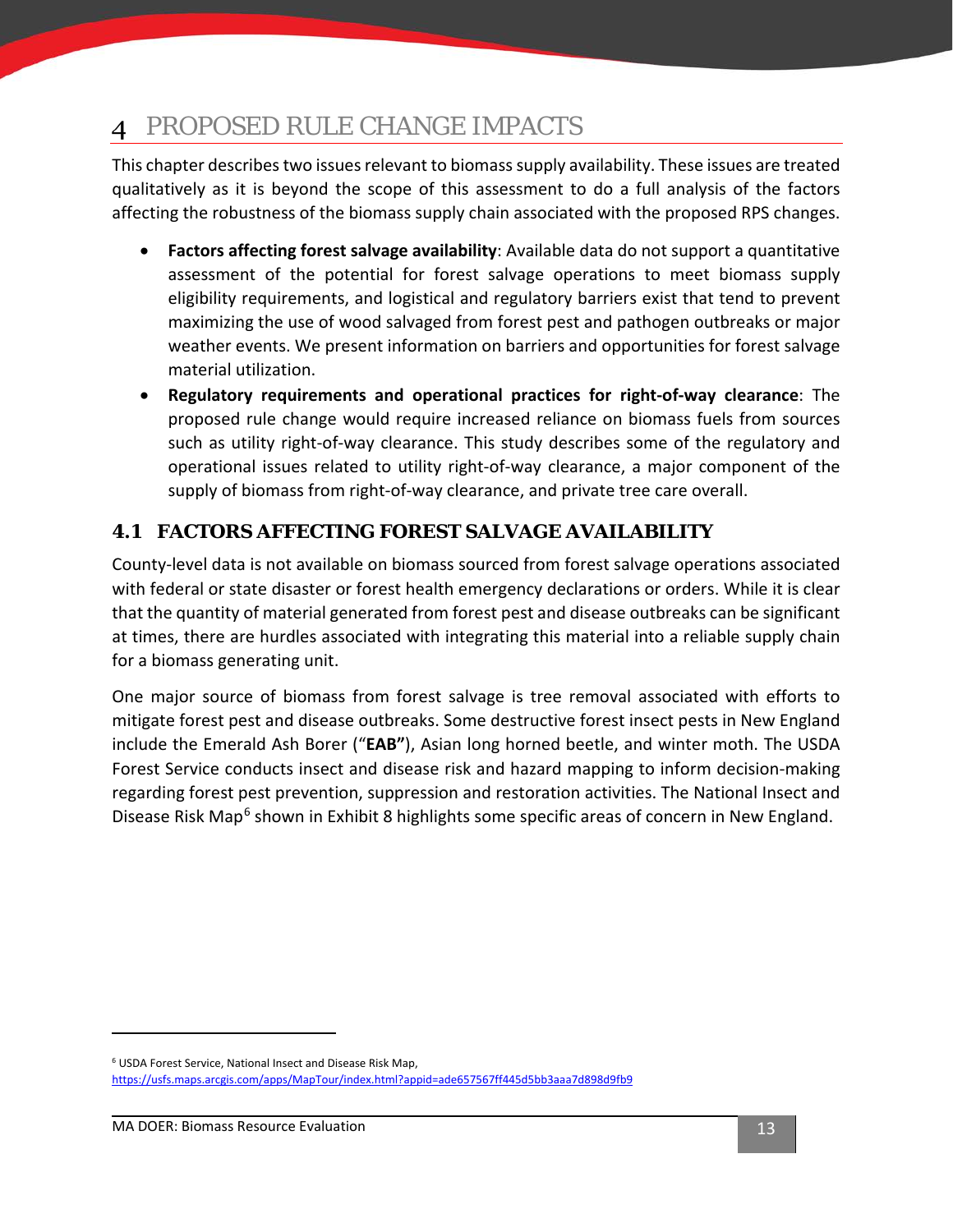# 4 PROPOSED RULE CHANGE IMPACTS

This chapter describes two issues relevant to biomass supply availability. These issues are treated qualitatively as it is beyond the scope of this assessment to do a full analysis of the factors affecting the robustness of the biomass supply chain associated with the proposed RPS changes.

- **Factors affecting forest salvage availability**: Available data do not support a quantitative assessment of the potential for forest salvage operations to meet biomass supply eligibility requirements, and logistical and regulatory barriers exist that tend to prevent maximizing the use of wood salvaged from forest pest and pathogen outbreaks or major weather events. We present information on barriers and opportunities for forest salvage material utilization.
- **Regulatory requirements and operational practices for right-of-way clearance**: The proposed rule change would require increased reliance on biomass fuels from sources such as utility right-of-way clearance. This study describes some of the regulatory and operational issues related to utility right-of-way clearance, a major component of the supply of biomass from right-of-way clearance, and private tree care overall.

## 4.1 FACTORS AFFECTING FOREST SALVAGE AVAILABILITY

County-level data is not available on biomass sourced from forest salvage operations associated with federal or state disaster or forest health emergency declarations or orders. While it is clear that the quantity of material generated from forest pest and disease outbreaks can be significant at times, there are hurdles associated with integrating this material into a reliable supply chain for a biomass generating unit.

One major source of biomass from forest salvage is tree removal associated with efforts to mitigate forest pest and disease outbreaks. Some destructive forest insect pests in New England include the Emerald Ash Borer ("**EAB"**), Asian long horned beetle, and winter moth. The USDA Forest Service conducts insect and disease risk and hazard mapping to inform decision-making regarding forest pest prevention, suppression and restoration activities. The National Insect and Disease Risk Map[6] shown in Exhibit 8 highlights some specific areas of concern in New England.

[6] USDA Forest Service, National Insect and Disease Risk Map, https://usfs.maps.arcgis.com/apps/MapTour/index.html?appid=ade657567ff445d5bb3aaa7d898d9fb9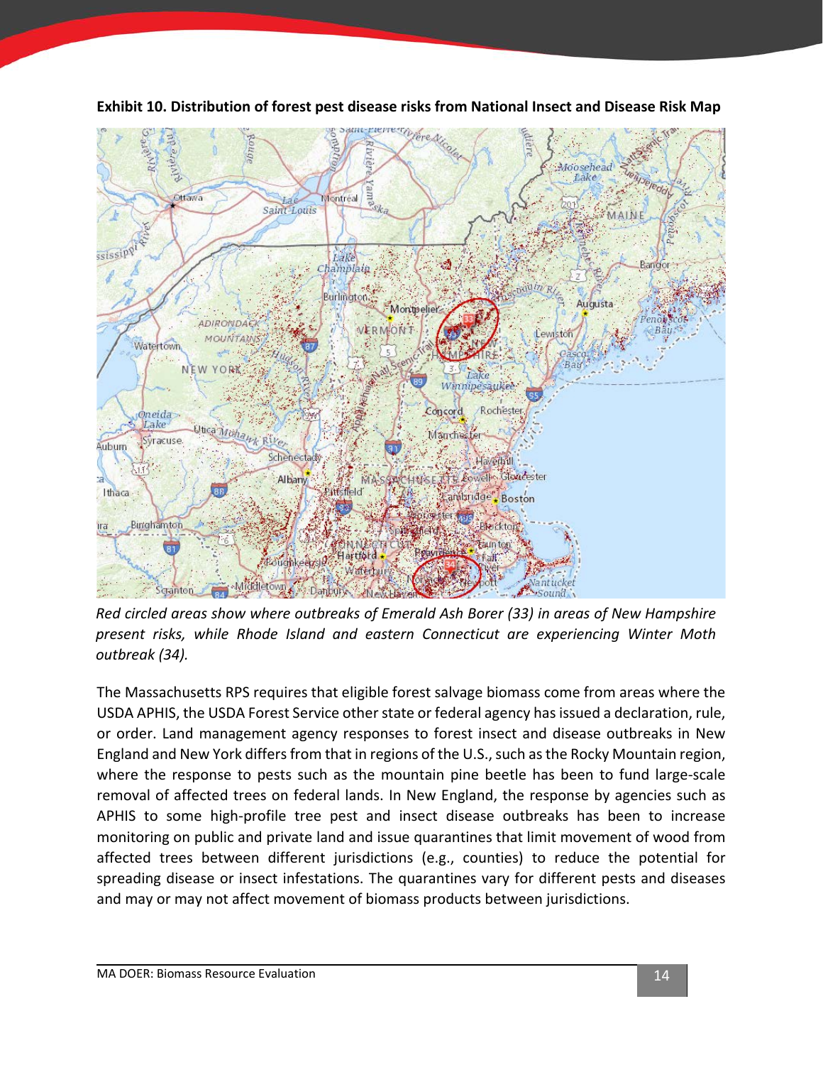**Exhibit 10. Distribution of forest pest disease risks from National Insect and Disease Risk Map**

*Red circled areas show where outbreaks of Emerald Ash Borer (33) in areas of New Hampshire present risks, while Rhode Island and eastern Connecticut are experiencing Winter Moth outbreak (34).*

The Massachusetts RPS requires that eligible forest salvage biomass come from areas where the USDA APHIS, the USDA Forest Service other state or federal agency has issued a declaration, rule, or order. Land management agency responses to forest insect and disease outbreaks in New England and New York differs from that in regions of the U.S., such as the Rocky Mountain region, where the response to pests such as the mountain pine beetle has been to fund large-scale removal of affected trees on federal lands. In New England, the response by agencies such as APHIS to some high-profile tree pest and insect disease outbreaks has been to increase monitoring on public and private land and issue quarantines that limit movement of wood from affected trees between different jurisdictions (e.g., counties) to reduce the potential for spreading disease or insect infestations. The quarantines vary for different pests and diseases and may or may not affect movement of biomass products between jurisdictions.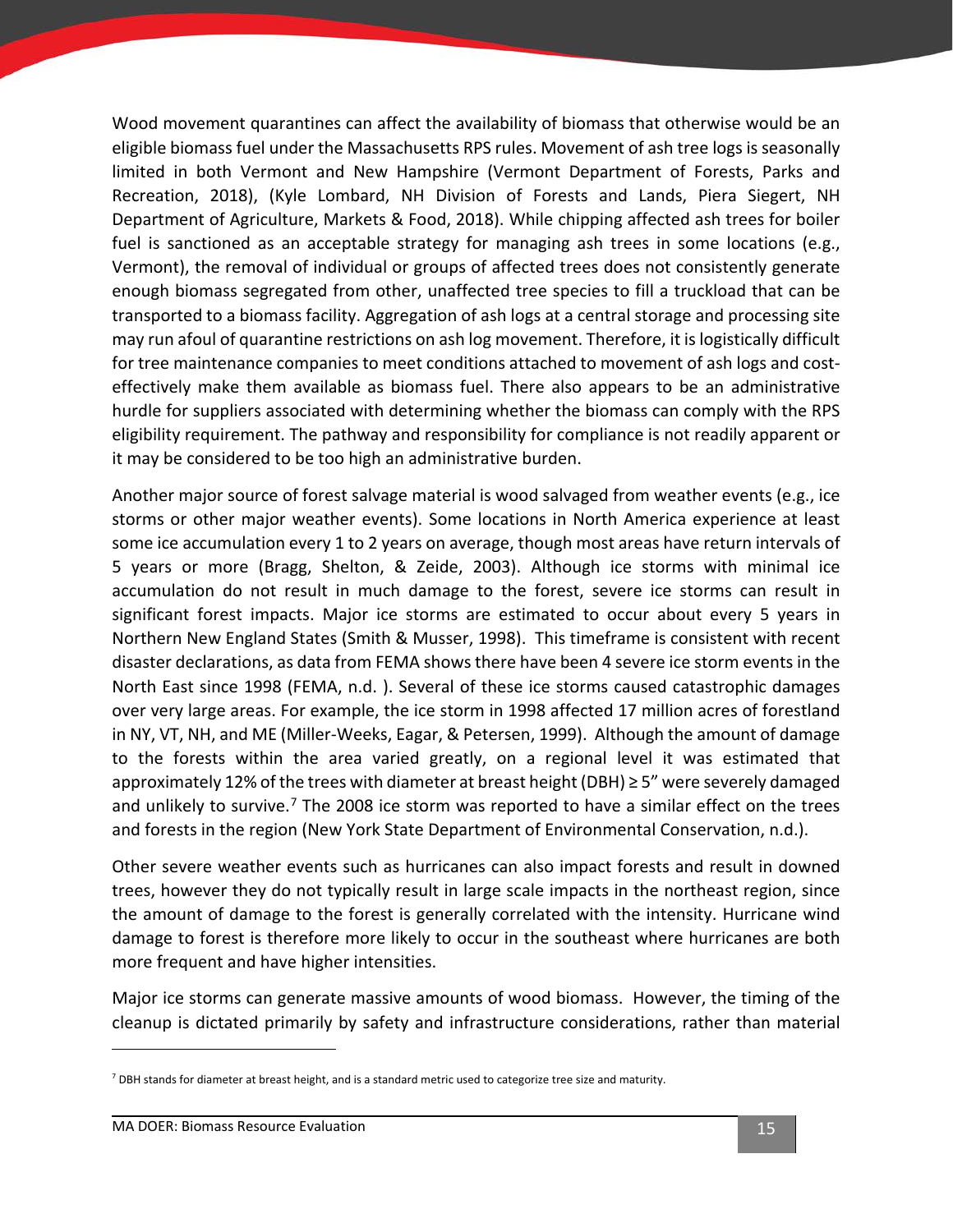Wood movement quarantines can affect the availability of biomass that otherwise would be an eligible biomass fuel under the Massachusetts RPS rules. Movement of ash tree logs is seasonally limited in both Vermont and New Hampshire (Vermont Department of Forests, Parks and Recreation, 2018), (Kyle Lombard, NH Division of Forests and Lands, Piera Siegert, NH Department of Agriculture, Markets & Food, 2018). While chipping affected ash trees for boiler fuel is sanctioned as an acceptable strategy for managing ash trees in some locations (e.g., Vermont), the removal of individual or groups of affected trees does not consistently generate enough biomass segregated from other, unaffected tree species to fill a truckload that can be transported to a biomass facility. Aggregation of ash logs at a central storage and processing site may run afoul of quarantine restrictions on ash log movement. Therefore, it is logistically difficult for tree maintenance companies to meet conditions attached to movement of ash logs and cost-effectively make them available as biomass fuel. There also appears to be an administrative hurdle for suppliers associated with determining whether the biomass can comply with the RPS eligibility requirement. The pathway and responsibility for compliance is not readily apparent or it may be considered to be too high an administrative burden.

Another major source of forest salvage material is wood salvaged from weather events (e.g., ice storms or other major weather events). Some locations in North America experience at least some ice accumulation every 1 to 2 years on average, though most areas have return intervals of 5 years or more (Bragg, Shelton, & Zeide, 2003). Although ice storms with minimal ice accumulation do not result in much damage to the forest, severe ice storms can result in significant forest impacts. Major ice storms are estimated to occur about every 5 years in Northern New England States (Smith & Musser, 1998). This timeframe is consistent with recent disaster declarations, as data from FEMA shows there have been 4 severe ice storm events in the North East since 1998 (FEMA, n.d. ). Several of these ice storms caused catastrophic damages over very large areas. For example, the ice storm in 1998 affected 17 million acres of forestland in NY, VT, NH, and ME (Miller-Weeks, Eagar, & Petersen, 1999). Although the amount of damage to the forests within the area varied greatly, on a regional level it was estimated that approximately 12% of the trees with diameter at breast height (DBH) ≥ 5" were severely damaged and unlikely to survive.[7] The 2008 ice storm was reported to have a similar effect on the trees and forests in the region (New York State Department of Environmental Conservation, n.d.).

Other severe weather events such as hurricanes can also impact forests and result in downed trees, however they do not typically result in large scale impacts in the northeast region, since the amount of damage to the forest is generally correlated with the intensity. Hurricane wind damage to forest is therefore more likely to occur in the southeast where hurricanes are both more frequent and have higher intensities.

Major ice storms can generate massive amounts of wood biomass. However, the timing of the cleanup is dictated primarily by safety and infrastructure considerations, rather than material

[7] DBH stands for diameter at breast height, and is a standard metric used to categorize tree size and maturity.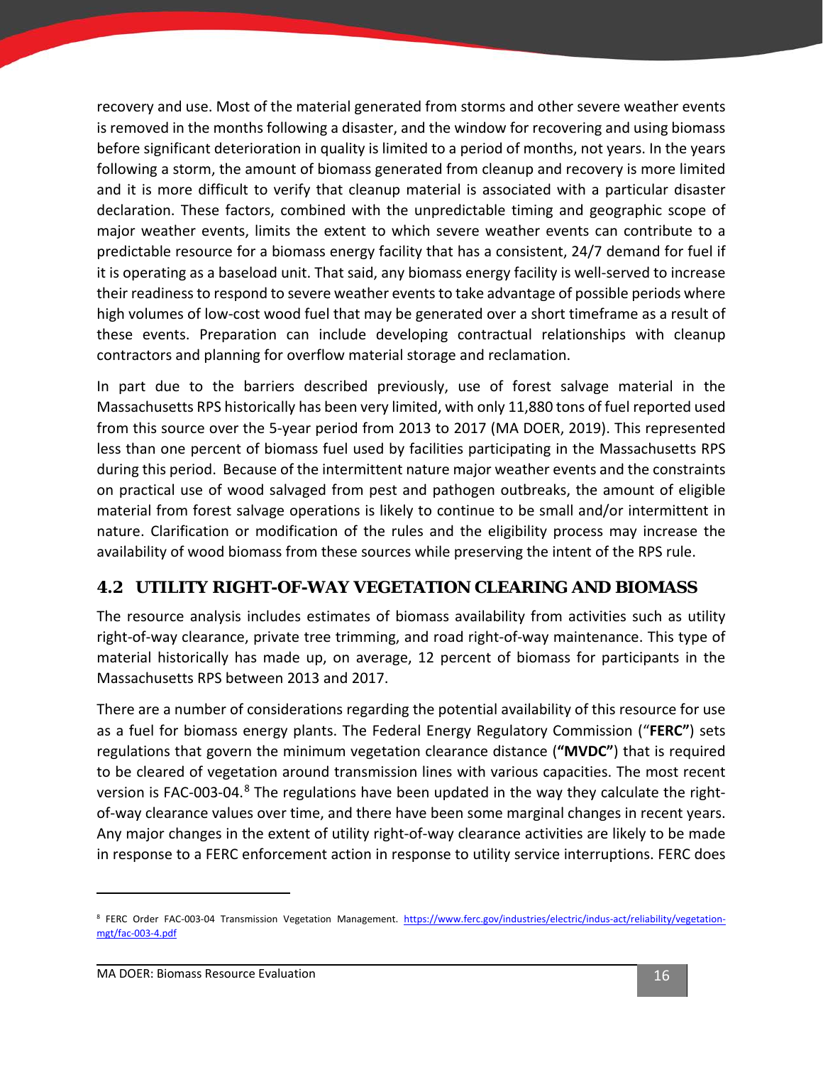recovery and use. Most of the material generated from storms and other severe weather events is removed in the months following a disaster, and the window for recovering and using biomass before significant deterioration in quality is limited to a period of months, not years. In the years following a storm, the amount of biomass generated from cleanup and recovery is more limited and it is more difficult to verify that cleanup material is associated with a particular disaster declaration. These factors, combined with the unpredictable timing and geographic scope of major weather events, limits the extent to which severe weather events can contribute to a predictable resource for a biomass energy facility that has a consistent, 24/7 demand for fuel if it is operating as a baseload unit. That said, any biomass energy facility is well-served to increase their readiness to respond to severe weather events to take advantage of possible periods where high volumes of low-cost wood fuel that may be generated over a short timeframe as a result of these events. Preparation can include developing contractual relationships with cleanup contractors and planning for overflow material storage and reclamation.

In part due to the barriers described previously, use of forest salvage material in the Massachusetts RPS historically has been very limited, with only 11,880 tons of fuel reported used from this source over the 5-year period from 2013 to 2017 (MA DOER, 2019). This represented less than one percent of biomass fuel used by facilities participating in the Massachusetts RPS during this period. Because of the intermittent nature major weather events and the constraints on practical use of wood salvaged from pest and pathogen outbreaks, the amount of eligible material from forest salvage operations is likely to continue to be small and/or intermittent in nature. Clarification or modification of the rules and the eligibility process may increase the availability of wood biomass from these sources while preserving the intent of the RPS rule.

## 4.2 UTILITY RIGHT-OF-WAY VEGETATION CLEARING AND BIOMASS

The resource analysis includes estimates of biomass availability from activities such as utility right-of-way clearance, private tree trimming, and road right-of-way maintenance. This type of material historically has made up, on average, 12 percent of biomass for participants in the Massachusetts RPS between 2013 and 2017.

There are a number of considerations regarding the potential availability of this resource for use as a fuel for biomass energy plants. The Federal Energy Regulatory Commission ("**FERC"**) sets regulations that govern the minimum vegetation clearance distance (**"MVDC"**) that is required to be cleared of vegetation around transmission lines with various capacities. The most recent version is FAC-003-04.[8] The regulations have been updated in the way they calculate the right-of-way clearance values over time, and there have been some marginal changes in recent years. Any major changes in the extent of utility right-of-way clearance activities are likely to be made in response to a FERC enforcement action in response to utility service interruptions. FERC does

[8] FERC Order FAC-003-04 Transmission Vegetation Management. https://www.ferc.gov/industries/electric/indus-act/reliability/vegetation-mgt/fac-003-4.pdf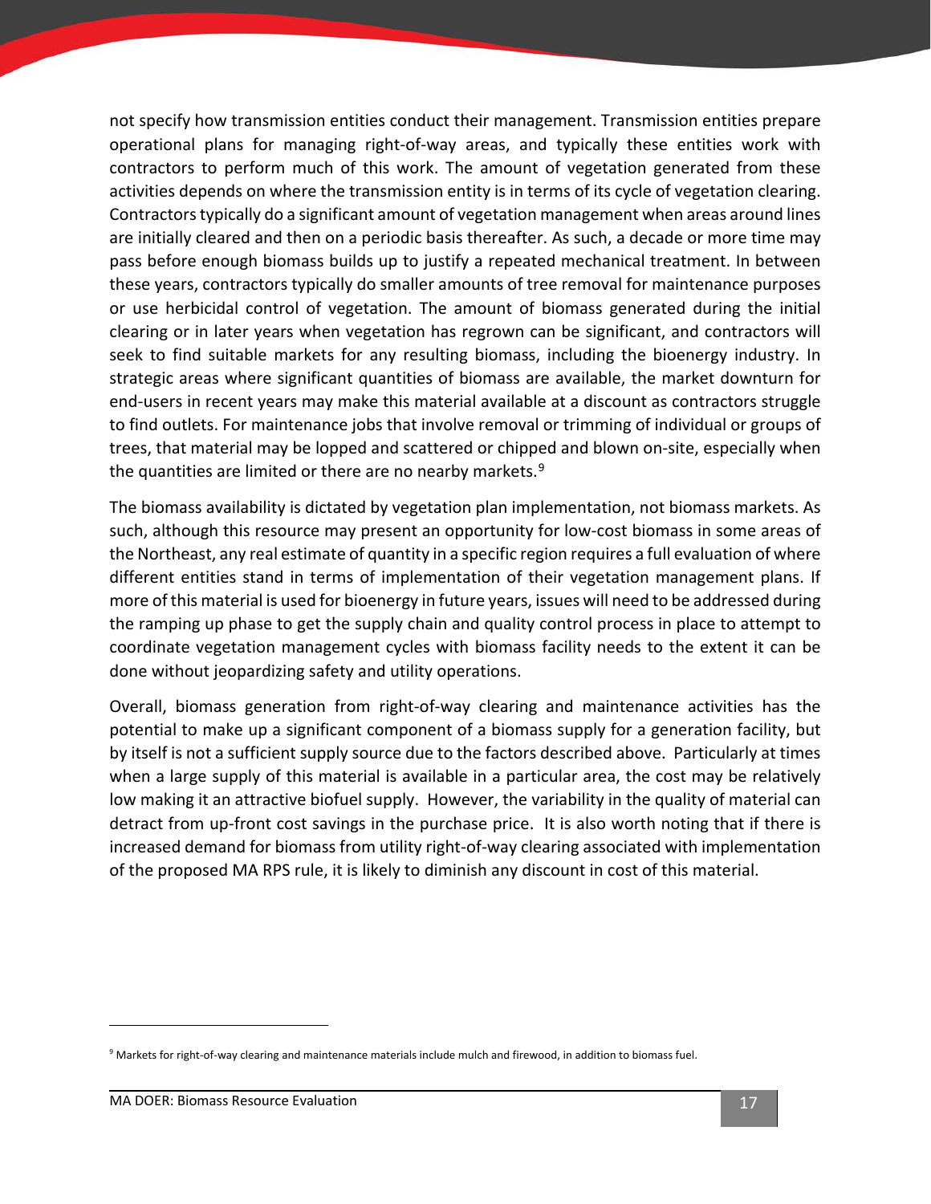not specify how transmission entities conduct their management. Transmission entities prepare operational plans for managing right-of-way areas, and typically these entities work with contractors to perform much of this work. The amount of vegetation generated from these activities depends on where the transmission entity is in terms of its cycle of vegetation clearing. Contractors typically do a significant amount of vegetation management when areas around lines are initially cleared and then on a periodic basis thereafter. As such, a decade or more time may pass before enough biomass builds up to justify a repeated mechanical treatment. In between these years, contractors typically do smaller amounts of tree removal for maintenance purposes or use herbicidal control of vegetation. The amount of biomass generated during the initial clearing or in later years when vegetation has regrown can be significant, and contractors will seek to find suitable markets for any resulting biomass, including the bioenergy industry. In strategic areas where significant quantities of biomass are available, the market downturn for end-users in recent years may make this material available at a discount as contractors struggle to find outlets. For maintenance jobs that involve removal or trimming of individual or groups of trees, that material may be lopped and scattered or chipped and blown on-site, especially when the quantities are limited or there are no nearby markets.[9]

The biomass availability is dictated by vegetation plan implementation, not biomass markets. As such, although this resource may present an opportunity for low-cost biomass in some areas of the Northeast, any real estimate of quantity in a specific region requires a full evaluation of where different entities stand in terms of implementation of their vegetation management plans. If more of this material is used for bioenergy in future years, issues will need to be addressed during the ramping up phase to get the supply chain and quality control process in place to attempt to coordinate vegetation management cycles with biomass facility needs to the extent it can be done without jeopardizing safety and utility operations.

Overall, biomass generation from right-of-way clearing and maintenance activities has the potential to make up a significant component of a biomass supply for a generation facility, but by itself is not a sufficient supply source due to the factors described above. Particularly at times when a large supply of this material is available in a particular area, the cost may be relatively low making it an attractive biofuel supply. However, the variability in the quality of material can detract from up-front cost savings in the purchase price. It is also worth noting that if there is increased demand for biomass from utility right-of-way clearing associated with implementation of the proposed MA RPS rule, it is likely to diminish any discount in cost of this material.

[9] Markets for right-of-way clearing and maintenance materials include mulch and firewood, in addition to biomass fuel.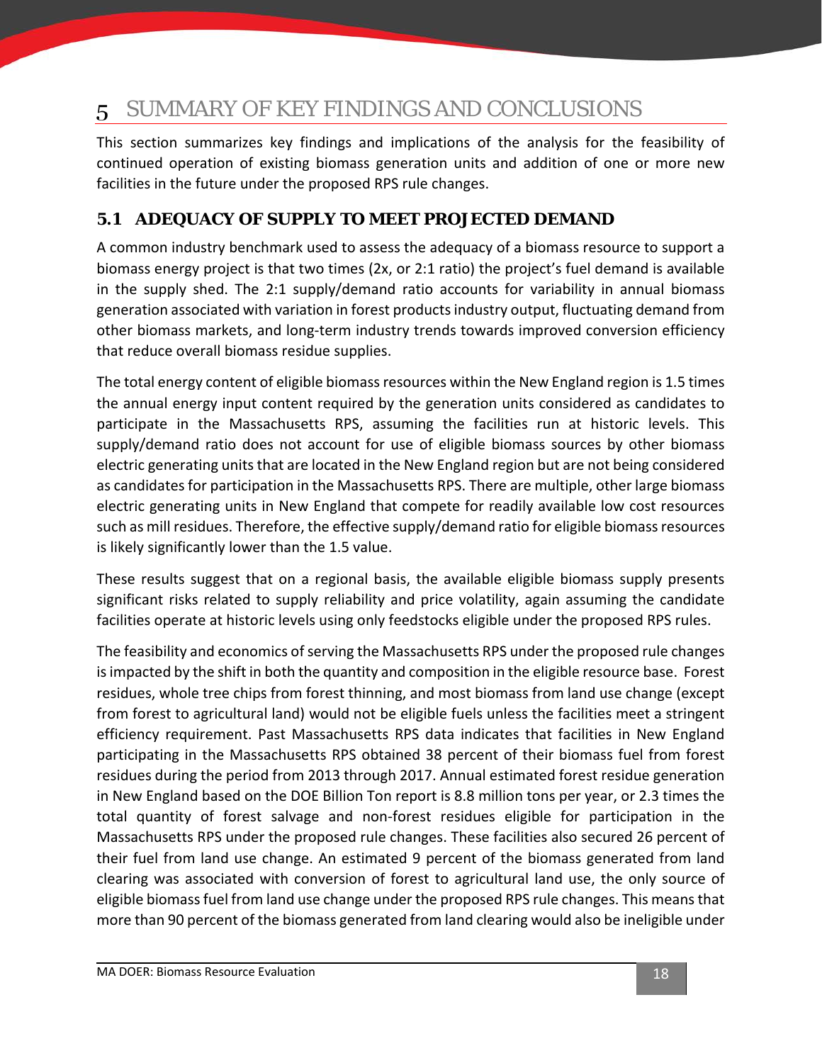# 5 SUMMARY OF KEY FINDINGS AND CONCLUSIONS

This section summarizes key findings and implications of the analysis for the feasibility of continued operation of existing biomass generation units and addition of one or more new facilities in the future under the proposed RPS rule changes.

## 5.1 ADEQUACY OF SUPPLY TO MEET PROJECTED DEMAND

A common industry benchmark used to assess the adequacy of a biomass resource to support a biomass energy project is that two times (2x, or 2:1 ratio) the project's fuel demand is available in the supply shed. The 2:1 supply/demand ratio accounts for variability in annual biomass generation associated with variation in forest products industry output, fluctuating demand from other biomass markets, and long-term industry trends towards improved conversion efficiency that reduce overall biomass residue supplies.

The total energy content of eligible biomass resources within the New England region is 1.5 times the annual energy input content required by the generation units considered as candidates to participate in the Massachusetts RPS, assuming the facilities run at historic levels. This supply/demand ratio does not account for use of eligible biomass sources by other biomass electric generating units that are located in the New England region but are not being considered as candidates for participation in the Massachusetts RPS. There are multiple, other large biomass electric generating units in New England that compete for readily available low cost resources such as mill residues. Therefore, the effective supply/demand ratio for eligible biomass resources is likely significantly lower than the 1.5 value.

These results suggest that on a regional basis, the available eligible biomass supply presents significant risks related to supply reliability and price volatility, again assuming the candidate facilities operate at historic levels using only feedstocks eligible under the proposed RPS rules.

The feasibility and economics of serving the Massachusetts RPS under the proposed rule changes is impacted by the shift in both the quantity and composition in the eligible resource base. Forest residues, whole tree chips from forest thinning, and most biomass from land use change (except from forest to agricultural land) would not be eligible fuels unless the facilities meet a stringent efficiency requirement. Past Massachusetts RPS data indicates that facilities in New England participating in the Massachusetts RPS obtained 38 percent of their biomass fuel from forest residues during the period from 2013 through 2017. Annual estimated forest residue generation in New England based on the DOE Billion Ton report is 8.8 million tons per year, or 2.3 times the total quantity of forest salvage and non-forest residues eligible for participation in the Massachusetts RPS under the proposed rule changes. These facilities also secured 26 percent of their fuel from land use change. An estimated 9 percent of the biomass generated from land clearing was associated with conversion of forest to agricultural land use, the only source of eligible biomass fuel from land use change under the proposed RPS rule changes. This means that more than 90 percent of the biomass generated from land clearing would also be ineligible under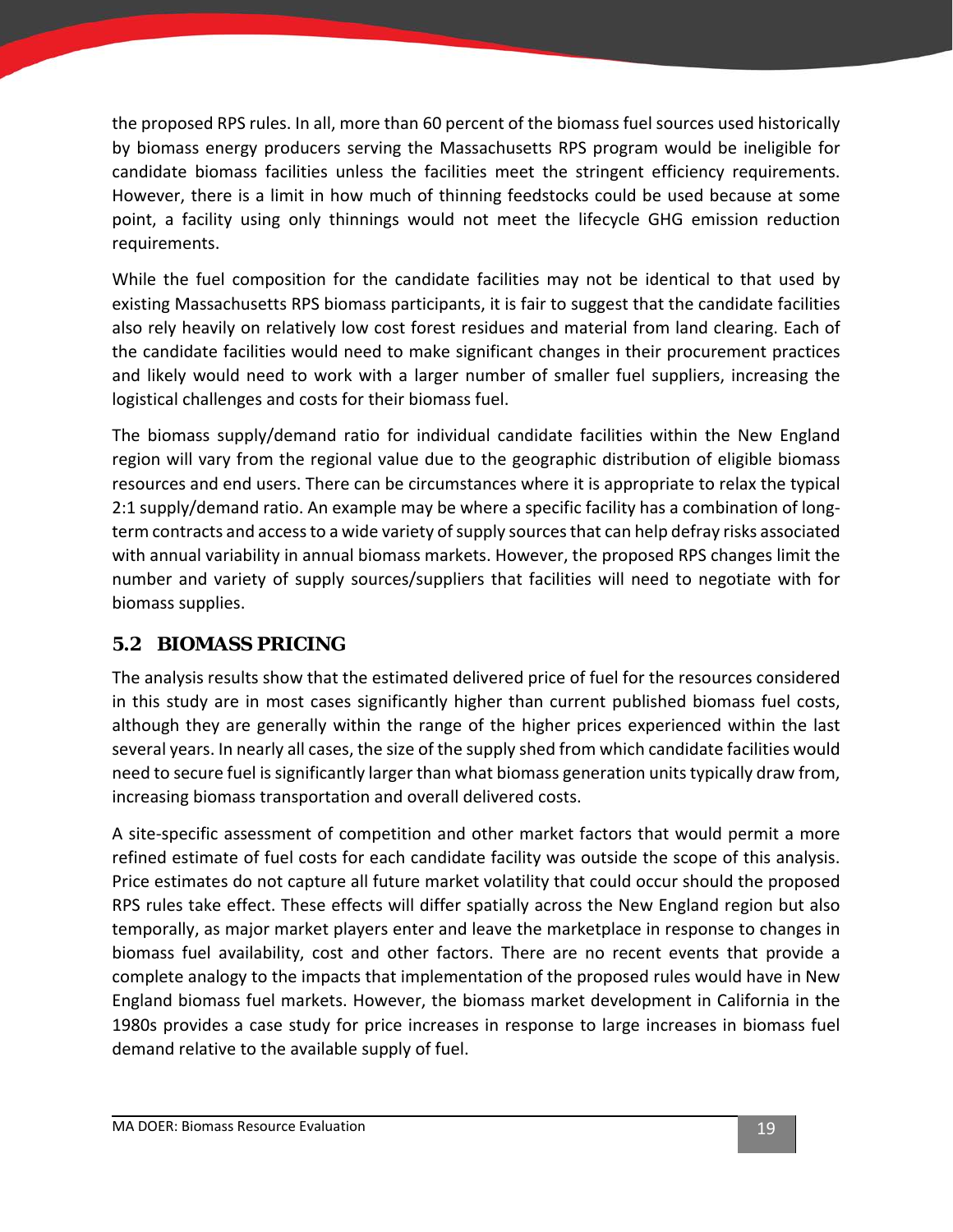the proposed RPS rules. In all, more than 60 percent of the biomass fuel sources used historically by biomass energy producers serving the Massachusetts RPS program would be ineligible for candidate biomass facilities unless the facilities meet the stringent efficiency requirements. However, there is a limit in how much of thinning feedstocks could be used because at some point, a facility using only thinnings would not meet the lifecycle GHG emission reduction requirements.

While the fuel composition for the candidate facilities may not be identical to that used by existing Massachusetts RPS biomass participants, it is fair to suggest that the candidate facilities also rely heavily on relatively low cost forest residues and material from land clearing. Each of the candidate facilities would need to make significant changes in their procurement practices and likely would need to work with a larger number of smaller fuel suppliers, increasing the logistical challenges and costs for their biomass fuel.

The biomass supply/demand ratio for individual candidate facilities within the New England region will vary from the regional value due to the geographic distribution of eligible biomass resources and end users. There can be circumstances where it is appropriate to relax the typical 2:1 supply/demand ratio. An example may be where a specific facility has a combination of long-term contracts and access to a wide variety of supply sources that can help defray risks associated with annual variability in annual biomass markets. However, the proposed RPS changes limit the number and variety of supply sources/suppliers that facilities will need to negotiate with for biomass supplies.

## 5.2 BIOMASS PRICING

The analysis results show that the estimated delivered price of fuel for the resources considered in this study are in most cases significantly higher than current published biomass fuel costs, although they are generally within the range of the higher prices experienced within the last several years. In nearly all cases, the size of the supply shed from which candidate facilities would need to secure fuel is significantly larger than what biomass generation units typically draw from, increasing biomass transportation and overall delivered costs.

A site-specific assessment of competition and other market factors that would permit a more refined estimate of fuel costs for each candidate facility was outside the scope of this analysis. Price estimates do not capture all future market volatility that could occur should the proposed RPS rules take effect. These effects will differ spatially across the New England region but also temporally, as major market players enter and leave the marketplace in response to changes in biomass fuel availability, cost and other factors. There are no recent events that provide a complete analogy to the impacts that implementation of the proposed rules would have in New England biomass fuel markets. However, the biomass market development in California in the 1980s provides a case study for price increases in response to large increases in biomass fuel demand relative to the available supply of fuel.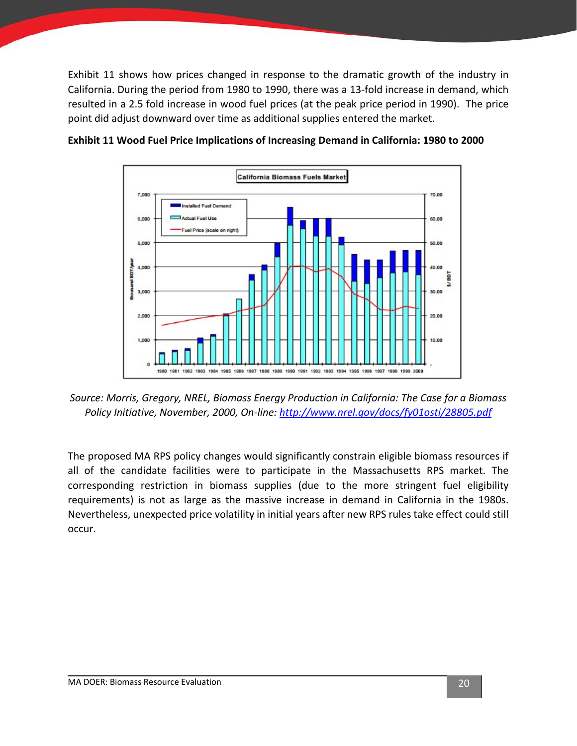Exhibit 11 shows how prices changed in response to the dramatic growth of the industry in California. During the period from 1980 to 1990, there was a 13-fold increase in demand, which resulted in a 2.5 fold increase in wood fuel prices (at the peak price period in 1990). The price point did adjust downward over time as additional supplies entered the market.

**Exhibit 11 Wood Fuel Price Implications of Increasing Demand in California: 1980 to 2000**

*Source: Morris, Gregory, NREL, Biomass Energy Production in California: The Case for a Biomass Policy Initiative, November, 2000, On-line: http://www.nrel.gov/docs/fy01osti/28805.pdf*

The proposed MA RPS policy changes would significantly constrain eligible biomass resources if all of the candidate facilities were to participate in the Massachusetts RPS market. The corresponding restriction in biomass supplies (due to the more stringent fuel eligibility requirements) is not as large as the massive increase in demand in California in the 1980s. Nevertheless, unexpected price volatility in initial years after new RPS rules take effect could still occur.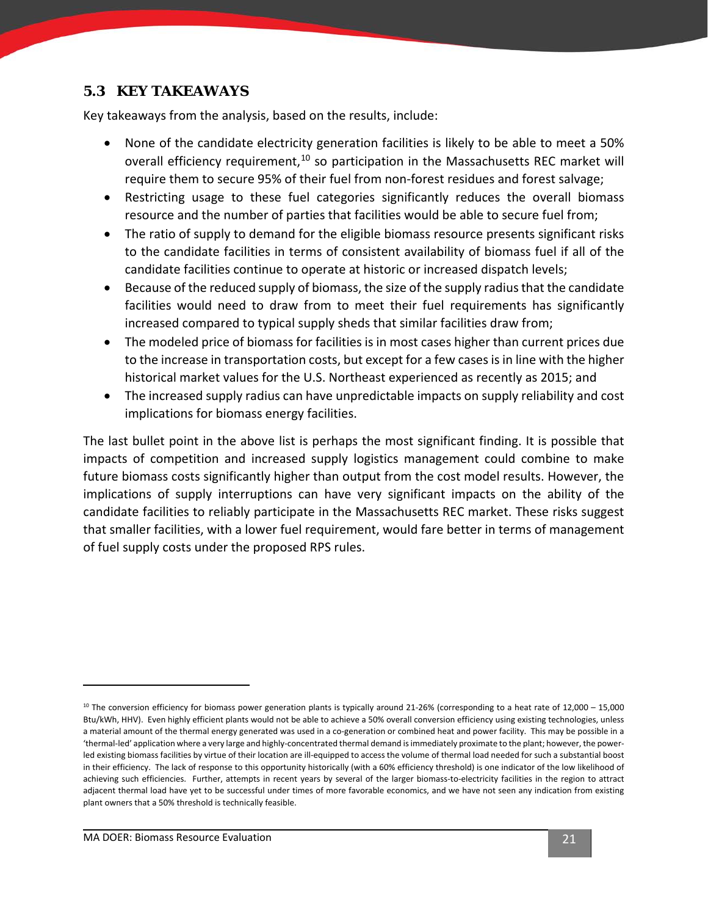### 5.3 KEY TAKEAWAYS

Key takeaways from the analysis, based on the results, include:

- None of the candidate electricity generation facilities is likely to be able to meet a 50% overall efficiency requirement,[10] so participation in the Massachusetts REC market will require them to secure 95% of their fuel from non-forest residues and forest salvage;
- Restricting usage to these fuel categories significantly reduces the overall biomass resource and the number of parties that facilities would be able to secure fuel from;
- The ratio of supply to demand for the eligible biomass resource presents significant risks to the candidate facilities in terms of consistent availability of biomass fuel if all of the candidate facilities continue to operate at historic or increased dispatch levels;
- Because of the reduced supply of biomass, the size of the supply radius that the candidate facilities would need to draw from to meet their fuel requirements has significantly increased compared to typical supply sheds that similar facilities draw from;
- The modeled price of biomass for facilities is in most cases higher than current prices due to the increase in transportation costs, but except for a few cases is in line with the higher historical market values for the U.S. Northeast experienced as recently as 2015; and
- The increased supply radius can have unpredictable impacts on supply reliability and cost implications for biomass energy facilities.

The last bullet point in the above list is perhaps the most significant finding. It is possible that impacts of competition and increased supply logistics management could combine to make future biomass costs significantly higher than output from the cost model results. However, the implications of supply interruptions can have very significant impacts on the ability of the candidate facilities to reliably participate in the Massachusetts REC market. These risks suggest that smaller facilities, with a lower fuel requirement, would fare better in terms of management of fuel supply costs under the proposed RPS rules.

---

[10] The conversion efficiency for biomass power generation plants is typically around 21-26% (corresponding to a heat rate of 12,000 – 15,000 Btu/kWh, HHV). Even highly efficient plants would not be able to achieve a 50% overall conversion efficiency using existing technologies, unless a material amount of the thermal energy generated was used in a co-generation or combined heat and power facility. This may be possible in a 'thermal-led' application where a very large and highly-concentrated thermal demand is immediately proximate to the plant; however, the power-led existing biomass facilities by virtue of their location are ill-equipped to access the volume of thermal load needed for such a substantial boost in their efficiency. The lack of response to this opportunity historically (with a 60% efficiency threshold) is one indicator of the low likelihood of achieving such efficiencies. Further, attempts in recent years by several of the larger biomass-to-electricity facilities in the region to attract adjacent thermal load have yet to be successful under times of more favorable economics, and we have not seen any indication from existing plant owners that a 50% threshold is technically feasible.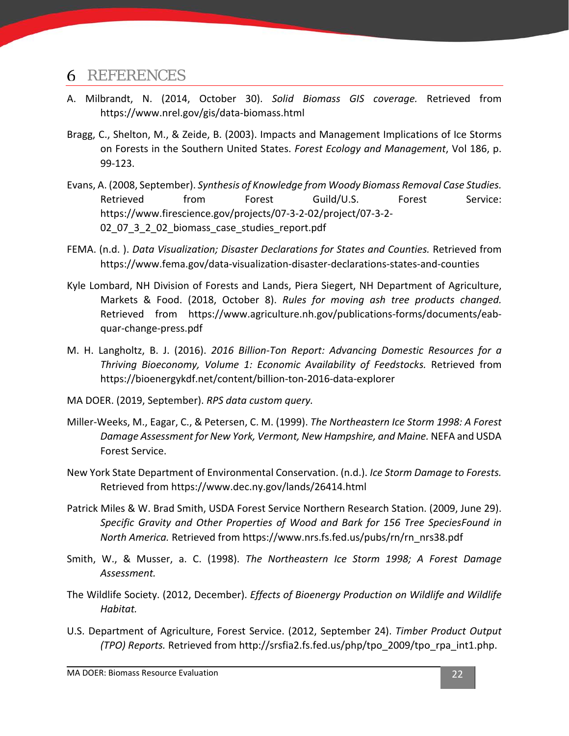# 6 REFERENCES

A. Milbrandt, N. (2014, October 30). *Solid Biomass GIS coverage.* Retrieved from https://www.nrel.gov/gis/data-biomass.html

Bragg, C., Shelton, M., & Zeide, B. (2003). Impacts and Management Implications of Ice Storms on Forests in the Southern United States. *Forest Ecology and Management*, Vol 186, p. 99-123.

Evans, A. (2008, September). *Synthesis of Knowledge from Woody Biomass Removal Case Studies.* Retrieved from Forest Guild/U.S. Forest Service: https://www.firescience.gov/projects/07-3-2-02/project/07-3-2-02_07_3_2_02_biomass_case_studies_report.pdf

FEMA. (n.d. ). *Data Visualization; Disaster Declarations for States and Counties.* Retrieved from https://www.fema.gov/data-visualization-disaster-declarations-states-and-counties

Kyle Lombard, NH Division of Forests and Lands, Piera Siegert, NH Department of Agriculture, Markets & Food. (2018, October 8). *Rules for moving ash tree products changed.* Retrieved from https://www.agriculture.nh.gov/publications-forms/documents/eab-quar-change-press.pdf

M. H. Langholtz, B. J. (2016). *2016 Billion-Ton Report: Advancing Domestic Resources for a Thriving Bioeconomy, Volume 1: Economic Availability of Feedstocks.* Retrieved from https://bioenergykdf.net/content/billion-ton-2016-data-explorer

MA DOER. (2019, September). *RPS data custom query.*

Miller-Weeks, M., Eagar, C., & Petersen, C. M. (1999). *The Northeastern Ice Storm 1998: A Forest Damage Assessment for New York, Vermont, New Hampshire, and Maine.* NEFA and USDA Forest Service.

New York State Department of Environmental Conservation. (n.d.). *Ice Storm Damage to Forests.* Retrieved from https://www.dec.ny.gov/lands/26414.html

Patrick Miles & W. Brad Smith, USDA Forest Service Northern Research Station. (2009, June 29). *Specific Gravity and Other Properties of Wood and Bark for 156 Tree SpeciesFound in North America.* Retrieved from https://www.nrs.fs.fed.us/pubs/rn/rn_nrs38.pdf

Smith, W., & Musser, a. C. (1998). *The Northeastern Ice Storm 1998; A Forest Damage Assessment.*

The Wildlife Society. (2012, December). *Effects of Bioenergy Production on Wildlife and Wildlife Habitat.*

U.S. Department of Agriculture, Forest Service. (2012, September 24). *Timber Product Output (TPO) Reports.* Retrieved from http://srsfia2.fs.fed.us/php/tpo_2009/tpo_rpa_int1.php.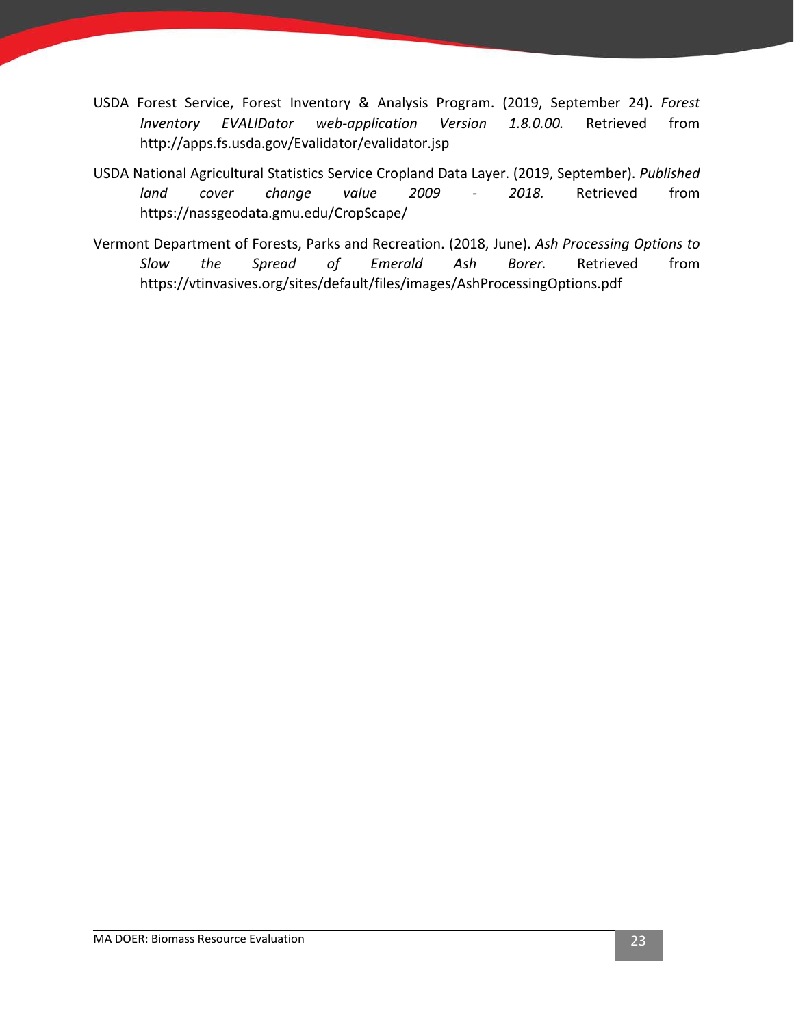USDA Forest Service, Forest Inventory & Analysis Program. (2019, September 24). *Forest Inventory EVALIDator web-application Version 1.8.0.00.* Retrieved from http://apps.fs.usda.gov/Evalidator/evalidator.jsp

USDA National Agricultural Statistics Service Cropland Data Layer. (2019, September). *Published land cover change value 2009 - 2018.* Retrieved from https://nassgeodata.gmu.edu/CropScape/

Vermont Department of Forests, Parks and Recreation. (2018, June). *Ash Processing Options to Slow the Spread of Emerald Ash Borer.* Retrieved from https://vtinvasives.org/sites/default/files/images/AshProcessingOptions.pdf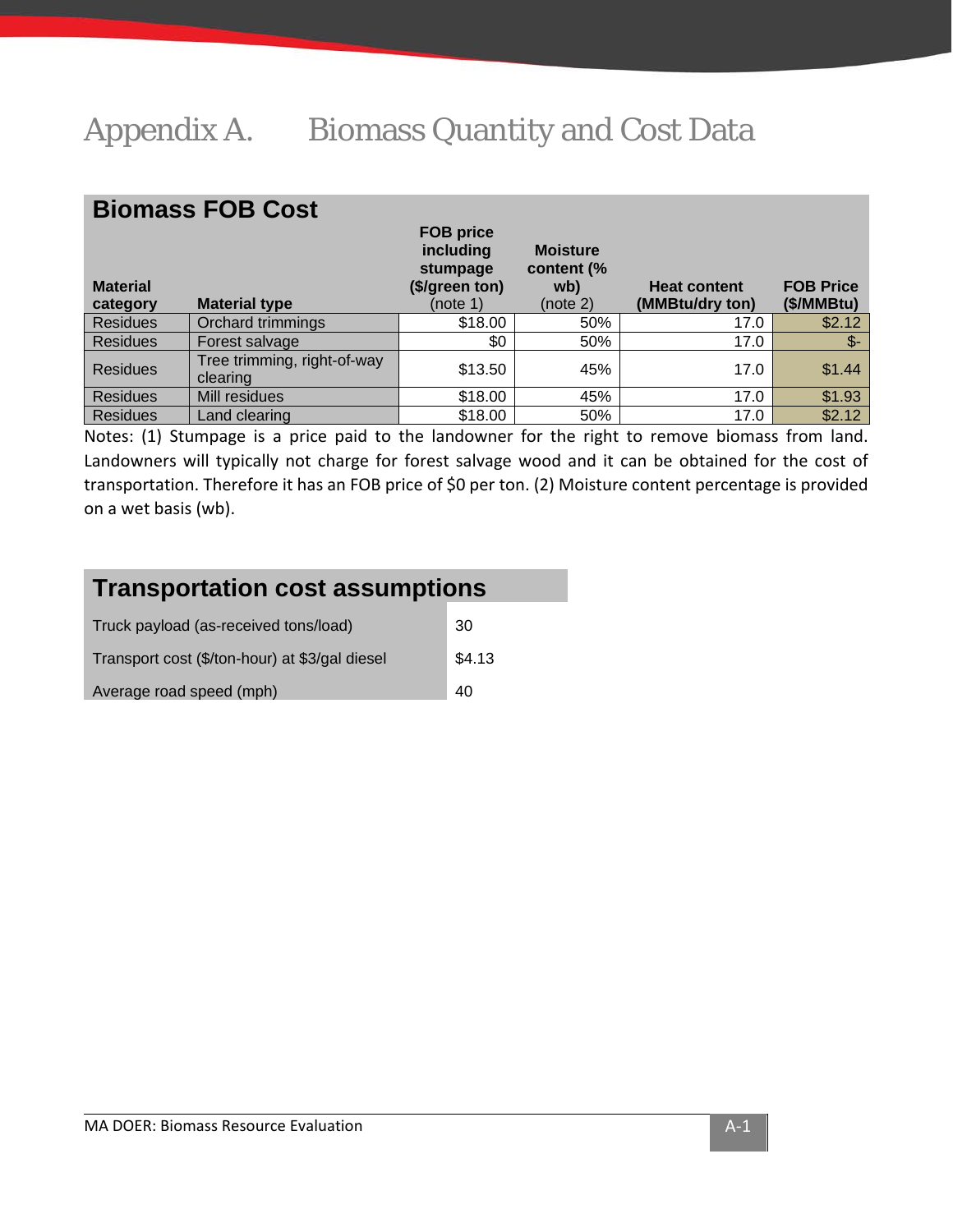# Appendix A. Biomass Quantity and Cost Data

## Biomass FOB Cost

| Material category | Material type | FOB price including stumpage ($/green ton) (note 1) | Moisture content (% wb) (note 2) | Heat content (MMBtu/dry ton) | FOB Price ($/MMBtu) |
|---|---|---|---|---|---|
| Residues | Orchard trimmings | $18.00 | 50% | 17.0 | $2.12 |
| Residues | Forest salvage | $0 | 50% | 17.0 | $- |
| Residues | Tree trimming, right-of-way clearing | $13.50 | 45% | 17.0 | $1.44 |
| Residues | Mill residues | $18.00 | 45% | 17.0 | $1.93 |
| Residues | Land clearing | $18.00 | 50% | 17.0 | $2.12 |

Notes: (1) Stumpage is a price paid to the landowner for the right to remove biomass from land. Landowners will typically not charge for forest salvage wood and it can be obtained for the cost of transportation. Therefore it has an FOB price of $0 per ton. (2) Moisture content percentage is provided on a wet basis (wb).

## Transportation cost assumptions

| Assumption | Value |
|---|---|
| Truck payload (as-received tons/load) | 30 |
| Transport cost ($/ton-hour) at $3/gal diesel | $4.13 |
| Average road speed (mph) | 40 |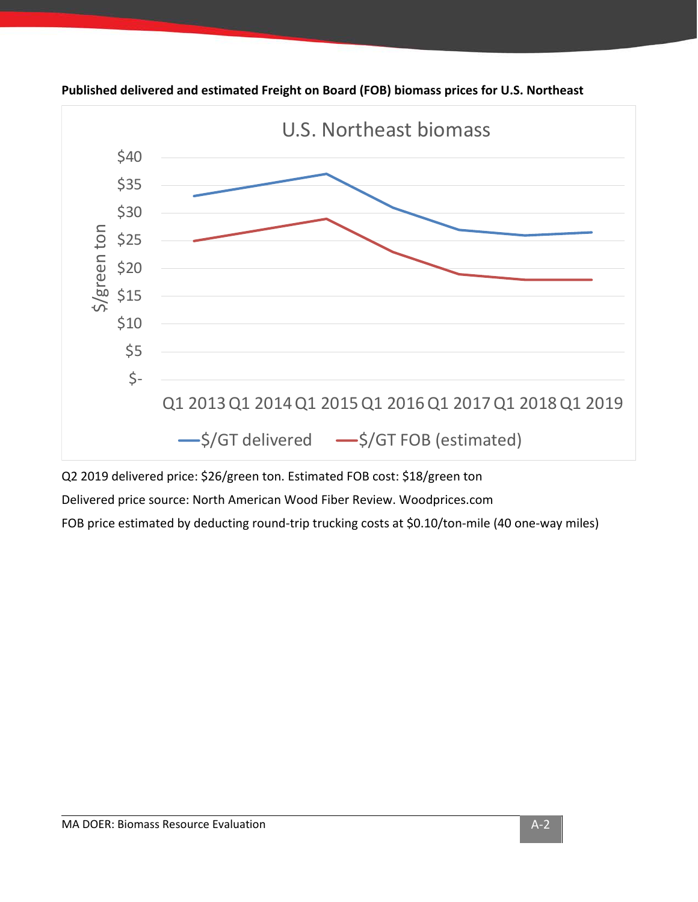**Published delivered and estimated Freight on Board (FOB) biomass prices for U.S. Northeast**

U.S. Northeast biomass

$/green ton

$40
$35
$30
$25
$20
$15
$10
$5
$-

Q1 2013 Q1 2014 Q1 2015 Q1 2016 Q1 2017 Q1 2018 Q1 2019

$/GT delivered — $/GT FOB (estimated)

Q2 2019 delivered price: $26/green ton. Estimated FOB cost: $18/green ton

Delivered price source: North American Wood Fiber Review. Woodprices.com

FOB price estimated by deducting round-trip trucking costs at $0.10/ton-mile (40 one-way miles)